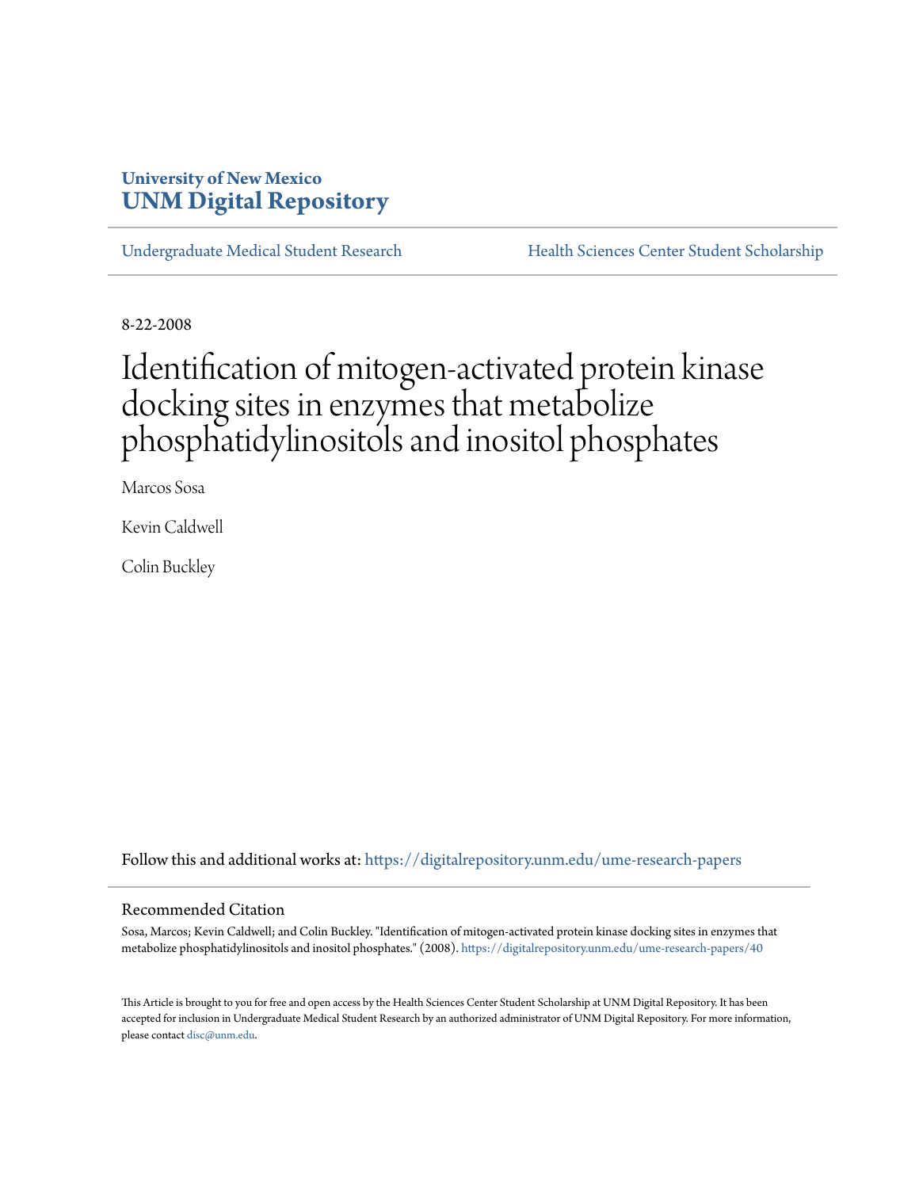**University of New Mexico**
**UNM Digital Repository**

Undergraduate Medical Student Research | Health Sciences Center Student Scholarship

8-22-2008

# Identification of mitogen-activated protein kinase docking sites in enzymes that metabolize phosphatidylinositols and inositol phosphates

Marcos Sosa

Kevin Caldwell

Colin Buckley

Follow this and additional works at: https://digitalrepository.unm.edu/ume-research-papers

## Recommended Citation

Sosa, Marcos; Kevin Caldwell; and Colin Buckley. "Identification of mitogen-activated protein kinase docking sites in enzymes that metabolize phosphatidylinositols and inositol phosphates." (2008). https://digitalrepository.unm.edu/ume-research-papers/40

This Article is brought to you for free and open access by the Health Sciences Center Student Scholarship at UNM Digital Repository. It has been accepted for inclusion in Undergraduate Medical Student Research by an authorized administrator of UNM Digital Repository. For more information, please contact disc@unm.edu.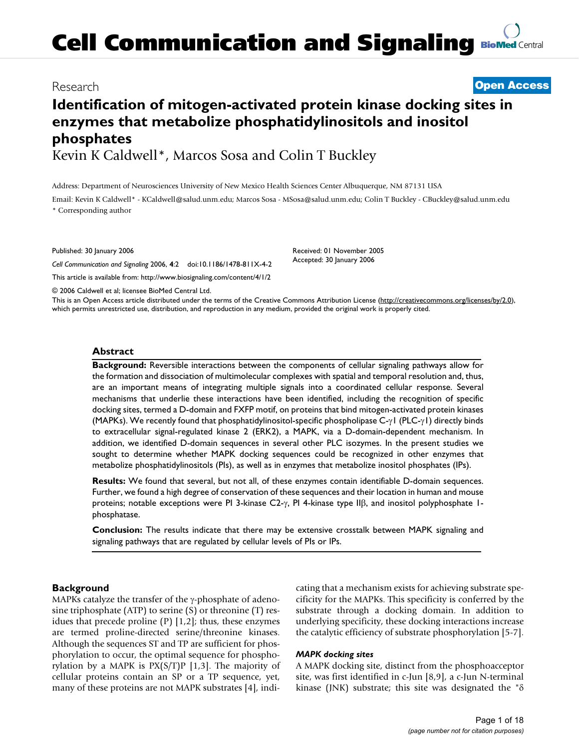# Identification of mitogen-activated protein kinase docking sites in enzymes that metabolize phosphatidylinositols and inositol phosphates

Kevin K Caldwell*, Marcos Sosa and Colin T Buckley

Address: Department of Neurosciences University of New Mexico Health Sciences Center Albuquerque, NM 87131 USA

Email: Kevin K Caldwell* - KCaldwell@salud.unm.edu; Marcos Sosa - MSosa@salud.unm.edu; Colin T Buckley - CBuckley@salud.unm.edu

* Corresponding author

Published: 30 January 2006

*Cell Communication and Signaling* 2006, **4**:2 doi:10.1186/1478-811X-4-2

This article is available from: http://www.biosignaling.com/content/4/1/2

Received: 01 November 2005
Accepted: 30 January 2006

© 2006 Caldwell et al; licensee BioMed Central Ltd.

This is an Open Access article distributed under the terms of the Creative Commons Attribution License (http://creativecommons.org/licenses/by/2.0), which permits unrestricted use, distribution, and reproduction in any medium, provided the original work is properly cited.

## Abstract

**Background:** Reversible interactions between the components of cellular signaling pathways allow for the formation and dissociation of multimolecular complexes with spatial and temporal resolution and, thus, are an important means of integrating multiple signals into a coordinated cellular response. Several mechanisms that underlie these interactions have been identified, including the recognition of specific docking sites, termed a D-domain and FXFP motif, on proteins that bind mitogen-activated protein kinases (MAPKs). We recently found that phosphatidylinositol-specific phospholipase C-γ1 (PLC-γ1) directly binds to extracellular signal-regulated kinase 2 (ERK2), a MAPK, via a D-domain-dependent mechanism. In addition, we identified D-domain sequences in several other PLC isozymes. In the present studies we sought to determine whether MAPK docking sequences could be recognized in other enzymes that metabolize phosphatidylinositols (PIs), as well as in enzymes that metabolize inositol phosphates (IPs).

**Results:** We found that several, but not all, of these enzymes contain identifiable D-domain sequences. Further, we found a high degree of conservation of these sequences and their location in human and mouse proteins; notable exceptions were PI 3-kinase C2-γ, PI 4-kinase type IIβ, and inositol polyphosphate 1-phosphatase.

**Conclusion:** The results indicate that there may be extensive crosstalk between MAPK signaling and signaling pathways that are regulated by cellular levels of PIs or IPs.

## Background

MAPKs catalyze the transfer of the γ-phosphate of adenosine triphosphate (ATP) to serine (S) or threonine (T) residues that precede proline (P) [1,2]; thus, these enzymes are termed proline-directed serine/threonine kinases. Although the sequences ST and TP are sufficient for phosphorylation to occur, the optimal sequence for phosphorylation by a MAPK is PX(S/T)P [1,3]. The majority of cellular proteins contain an SP or a TP sequence, yet, many of these proteins are not MAPK substrates [4], indicating that a mechanism exists for achieving substrate specificity for the MAPKs. This specificity is conferred by the substrate through a docking domain. In addition to underlying specificity, these docking interactions increase the catalytic efficiency of substrate phosphorylation [5-7].

### *MAPK docking sites*

A MAPK docking site, distinct from the phosphoacceptor site, was first identified in c-Jun [8,9], a c-Jun N-terminal kinase (JNK) substrate; this site was designated the "δ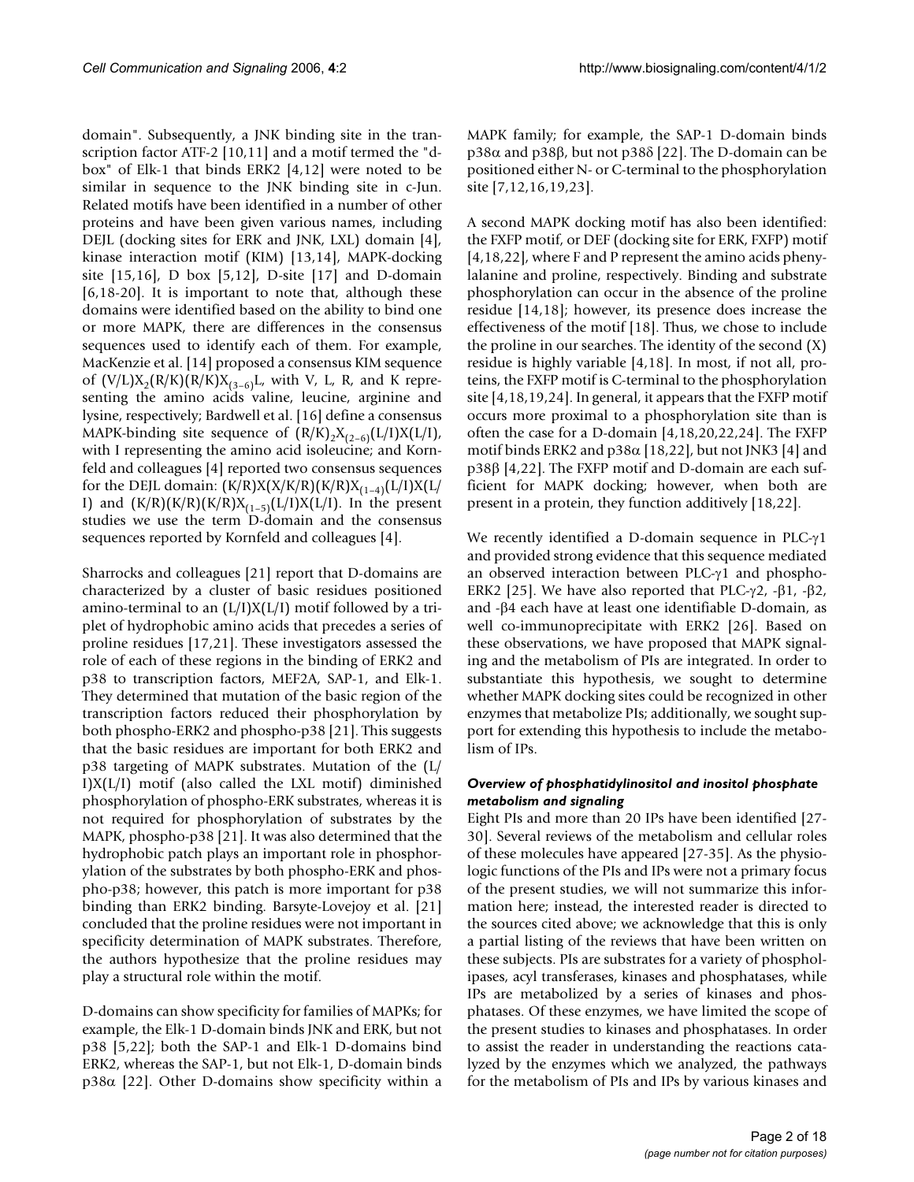domain". Subsequently, a JNK binding site in the transcription factor ATF-2 [10,11] and a motif termed the "d-box" of Elk-1 that binds ERK2 [4,12] were noted to be similar in sequence to the JNK binding site in c-Jun. Related motifs have been identified in a number of other proteins and have been given various names, including DEJL (docking sites for ERK and JNK, LXL) domain [4], kinase interaction motif (KIM) [13,14], MAPK-docking site [15,16], D box [5,12], D-site [17] and D-domain [6,18-20]. It is important to note that, although these domains were identified based on the ability to bind one or more MAPK, there are differences in the consensus sequences used to identify each of them. For example, MacKenzie et al. [14] proposed a consensus KIM sequence of $(V/L)X_2(R/K)(R/K)X_{(3-6)}L$, with V, L, R, and K representing the amino acids valine, leucine, arginine and lysine, respectively; Bardwell et al. [16] define a consensus MAPK-binding site sequence of $(R/K)_2X_{(2-6)}(L/I)X(L/I)$, with I representing the amino acid isoleucine; and Kornfeld and colleagues [4] reported two consensus sequences for the DEJL domain: $(K/R)X(X/K/R)(K/R)X_{(1-4)}(L/I)X(L/I)$ and $(K/R)(K/R)(K/R)X_{(1-5)}(L/I)X(L/I)$. In the present studies we use the term D-domain and the consensus sequences reported by Kornfeld and colleagues [4].

Sharrocks and colleagues [21] report that D-domains are characterized by a cluster of basic residues positioned amino-terminal to an (L/I)X(L/I) motif followed by a triplet of hydrophobic amino acids that precedes a series of proline residues [17,21]. These investigators assessed the role of each of these regions in the binding of ERK2 and p38 to transcription factors, MEF2A, SAP-1, and Elk-1. They determined that mutation of the basic region of the transcription factors reduced their phosphorylation by both phospho-ERK2 and phospho-p38 [21]. This suggests that the basic residues are important for both ERK2 and p38 targeting of MAPK substrates. Mutation of the (L/I)X(L/I) motif (also called the LXL motif) diminished phosphorylation of phospho-ERK substrates, whereas it is not required for phosphorylation of substrates by the MAPK, phospho-p38 [21]. It was also determined that the hydrophobic patch plays an important role in phosphorylation of the substrates by both phospho-ERK and phospho-p38; however, this patch is more important for p38 binding than ERK2 binding. Barsyte-Lovejoy et al. [21] concluded that the proline residues were not important in specificity determination of MAPK substrates. Therefore, the authors hypothesize that the proline residues may play a structural role within the motif.

D-domains can show specificity for families of MAPKs; for example, the Elk-1 D-domain binds JNK and ERK, but not p38 [5,22]; both the SAP-1 and Elk-1 D-domains bind ERK2, whereas the SAP-1, but not Elk-1, D-domain binds p38α [22]. Other D-domains show specificity within a MAPK family; for example, the SAP-1 D-domain binds p38α and p38β, but not p38δ [22]. The D-domain can be positioned either N- or C-terminal to the phosphorylation site [7,12,16,19,23].

A second MAPK docking motif has also been identified: the FXFP motif, or DEF (docking site for ERK, FXFP) motif [4,18,22], where F and P represent the amino acids phenylalanine and proline, respectively. Binding and substrate phosphorylation can occur in the absence of the proline residue [14,18]; however, its presence does increase the effectiveness of the motif [18]. Thus, we chose to include the proline in our searches. The identity of the second (X) residue is highly variable [4,18]. In most, if not all, proteins, the FXFP motif is C-terminal to the phosphorylation site [4,18,19,24]. In general, it appears that the FXFP motif occurs more proximal to a phosphorylation site than is often the case for a D-domain [4,18,20,22,24]. The FXFP motif binds ERK2 and p38α [18,22], but not JNK3 [4] and p38β [4,22]. The FXFP motif and D-domain are each sufficient for MAPK docking; however, when both are present in a protein, they function additively [18,22].

We recently identified a D-domain sequence in PLC-γ1 and provided strong evidence that this sequence mediated an observed interaction between PLC-γ1 and phospho-ERK2 [25]. We have also reported that PLC-γ2, -β1, -β2, and -β4 each have at least one identifiable D-domain, as well co-immunoprecipitate with ERK2 [26]. Based on these observations, we have proposed that MAPK signaling and the metabolism of PIs are integrated. In order to substantiate this hypothesis, we sought to determine whether MAPK docking sites could be recognized in other enzymes that metabolize PIs; additionally, we sought support for extending this hypothesis to include the metabolism of IPs.

### *Overview of phosphatidylinositol and inositol phosphate metabolism and signaling*

Eight PIs and more than 20 IPs have been identified [27-30]. Several reviews of the metabolism and cellular roles of these molecules have appeared [27-35]. As the physiologic functions of the PIs and IPs were not a primary focus of the present studies, we will not summarize this information here; instead, the interested reader is directed to the sources cited above; we acknowledge that this is only a partial listing of the reviews that have been written on these subjects. PIs are substrates for a variety of phospholipases, acyl transferases, kinases and phosphatases, while IPs are metabolized by a series of kinases and phosphatases. Of these enzymes, we have limited the scope of the present studies to kinases and phosphatases. In order to assist the reader in understanding the reactions catalyzed by the enzymes which we analyzed, the pathways for the metabolism of PIs and IPs by various kinases and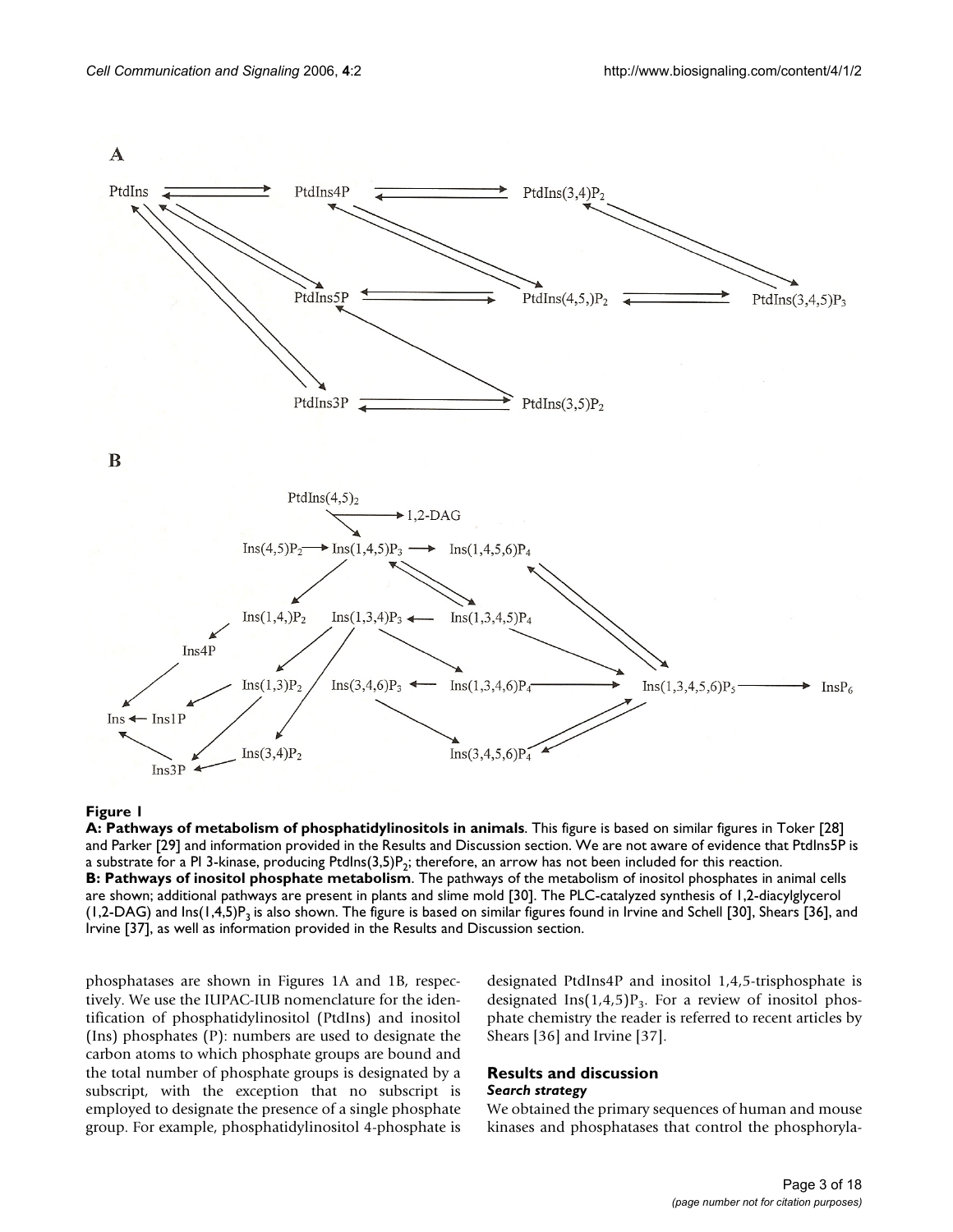A

PtdIns

PtdIns4P

PtdIns(3,4)P2

PtdIns5P

PtdIns(4,5,)P2

PtdIns(3,4,5)P3

PtdIns3P

PtdIns(3,5)P2

B

PtdIns(4,5)2

1,2-DAG

Ins(4,5)P2

Ins(1,4,5)P3

Ins(1,4,5,6)P4

Ins(1,4,)P2

Ins(1,3,4)P3

Ins(1,3,4,5)P4

Ins4P

Ins(1,3)P2

Ins(3,4,6)P3

Ins(1,3,4,6)P4

Ins(1,3,4,5,6)P5

InsP6

Ins

Ins1P

Ins(3,4)P2

Ins(3,4,5,6)P4

Ins3P

**Figure 1**

**A: Pathways of metabolism of phosphatidylinositols in animals**. This figure is based on similar figures in Toker [28] and Parker [29] and information provided in the Results and Discussion section. We are not aware of evidence that PtdIns5P is a substrate for a PI 3-kinase, producing PtdIns(3,5)$P_2$; therefore, an arrow has not been included for this reaction.
**B: Pathways of inositol phosphate metabolism**. The pathways of the metabolism of inositol phosphates in animal cells are shown; additional pathways are present in plants and slime mold [30]. The PLC-catalyzed synthesis of 1,2-diacylglycerol (1,2-DAG) and Ins(1,4,5)$P_3$ is also shown. The figure is based on similar figures found in Irvine and Schell [30], Shears [36], and Irvine [37], as well as information provided in the Results and Discussion section.

phosphatases are shown in Figures 1A and 1B, respectively. We use the IUPAC-IUB nomenclature for the identification of phosphatidylinositol (PtdIns) and inositol (Ins) phosphates (P): numbers are used to designate the carbon atoms to which phosphate groups are bound and the total number of phosphate groups is designated by a subscript, with the exception that no subscript is employed to designate the presence of a single phosphate group. For example, phosphatidylinositol 4-phosphate is designated PtdIns4P and inositol 1,4,5-trisphosphate is designated Ins(1,4,5)$P_3$. For a review of inositol phosphate chemistry the reader is referred to recent articles by Shears [36] and Irvine [37].

## Results and discussion

### *Search strategy*

We obtained the primary sequences of human and mouse kinases and phosphatases that control the phosphoryla-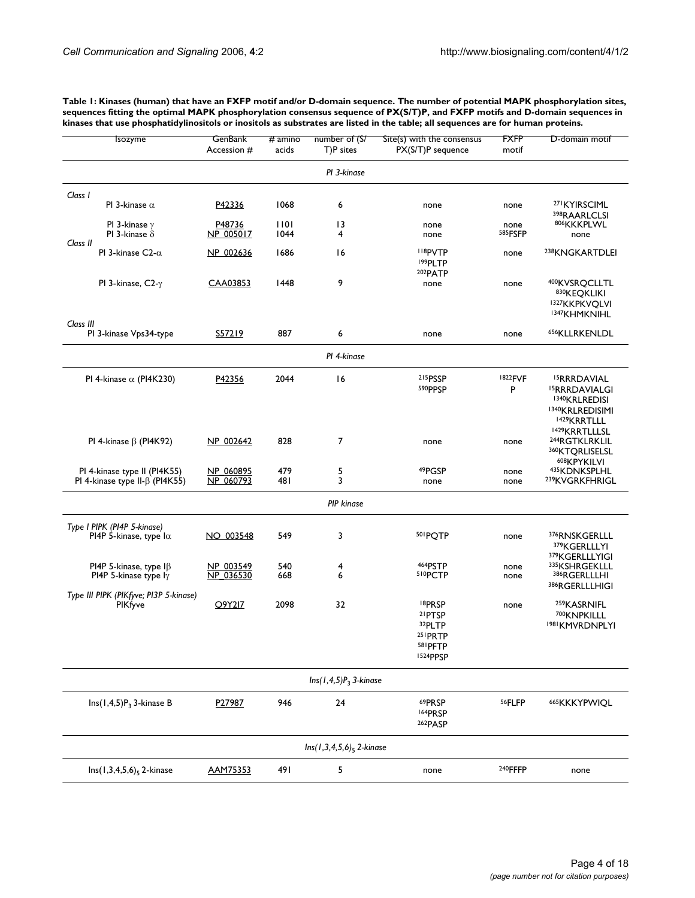**Table 1: Kinases (human) that have an FXFP motif and/or D-domain sequence. The number of potential MAPK phosphorylation sites, sequences fitting the optimal MAPK phosphorylation consensus sequence of PX(S/T)P, and FXFP motifs and D-domain sequences in kinases that use phosphatidylinositols or inositols as substrates are listed in the table; all sequences are for human proteins.**

| Isozyme | GenBank Accession # | # amino acids | number of (S/T)P sites | Site(s) with the consensus PX(S/T)P sequence | FXFP motif | D-domain motif |
|---|---|---|---|---|---|---|
| | | | *PI 3-kinase* | | | |
| *Class I* | | | | | | |
| PI 3-kinase α | P42336 | 1068 | 6 | none | none | 271KYIRSCIML<br>398RAARLCLSI |
| PI 3-kinase γ | P48736 | 1101 | 13 | none | none | 806KKKPLWL |
| PI 3-kinase δ | NP 005017 | 1044 | 4 | none | 585FSFP | none |
| *Class II* | | | | | | |
| PI 3-kinase C2-α | NP 002636 | 1686 | 16 | 118PVTP<br>199PLTP<br>202PATP | none | 238KNGKARTDLEI |
| PI 3-kinase, C2-γ | CAA03853 | 1448 | 9 | none | none | 400KVSRQCLLTL<br>830KEQKLIKI<br>1327KKPKVQLVI<br>1347KHMKNIHL |
| *Class III* | | | | | | |
| PI 3-kinase Vps34-type | S57219 | 887 | 6 | none | none | 656KLLRKENLDL |
| | | | *PI 4-kinase* | | | |
| PI 4-kinase α (PI4K230) | P42356 | 2044 | 16 | 215PSSP<br>590PPSP | 1822FVFP | 15RRRDAVIAL<br>15RRRDAVIALGI<br>1340KRLREDISI<br>1340KRLREDISIMI<br>1429KRRTLLL<br>1429KRRTLLLSL |
| PI 4-kinase β (PI4K92) | NP 002642 | 828 | 7 | none | none | 244RGTKLRKLIL<br>360KTQRLISELSL<br>608KPYKILVI |
| PI 4-kinase type II (PI4K55) | NP 060895 | 479 | 5 | 49PGSP | none | 435KDNKSPLHL |
| PI 4-kinase type II-β (PI4K55) | NP 060793 | 481 | 3 | none | none | 239KVGRKFHRIGL |
| | | | *PIP kinase* | | | |
| *Type I PIPK (PI4P 5-kinase)* | | | | | | |
| PI4P 5-kinase, type Iα | NO 003548 | 549 | 3 | 501PQTP | none | 376RNSKGERLLL<br>379KGERLLLYI<br>379KGERLLLYIGI |
| PI4P 5-kinase, type Iβ | NP 003549 | 540 | 4 | 464PSTP | none | 335KSHRGEKLLL |
| PI4P 5-kinase type Iγ | NP_036530 | 668 | 6 | 510PCTP | none | 386RGERLLLHI<br>386RGERLLLHIGI |
| *Type III PIPK (PIKfyve; PI3P 5-kinase)* | | | | | | |
| PIKfyve | Q9Y2I7 | 2098 | 32 | 18PRSP<br>21PTSP<br>32PLTP<br>251PRTP<br>581PFTP<br>1524PPSP | none | 259KASRNIFL<br>700KNPKILLL<br>1981KMVRDNPLYI |
| | | | *Ins(1,4,5)P$_3$ 3-kinase* | | | |
| Ins(1,4,5)P$_3$ 3-kinase B | P27987 | 946 | 24 | 69PRSP<br>164PRSP<br>262PASP | 56FLFP | 665KKKYPWIQL |
| | | | *Ins(1,3,4,5,6)$_5$ 2-kinase* | | | |
| Ins(1,3,4,5,6)$_5$ 2-kinase | AAM75353 | 491 | 5 | none | 240FFFP | none |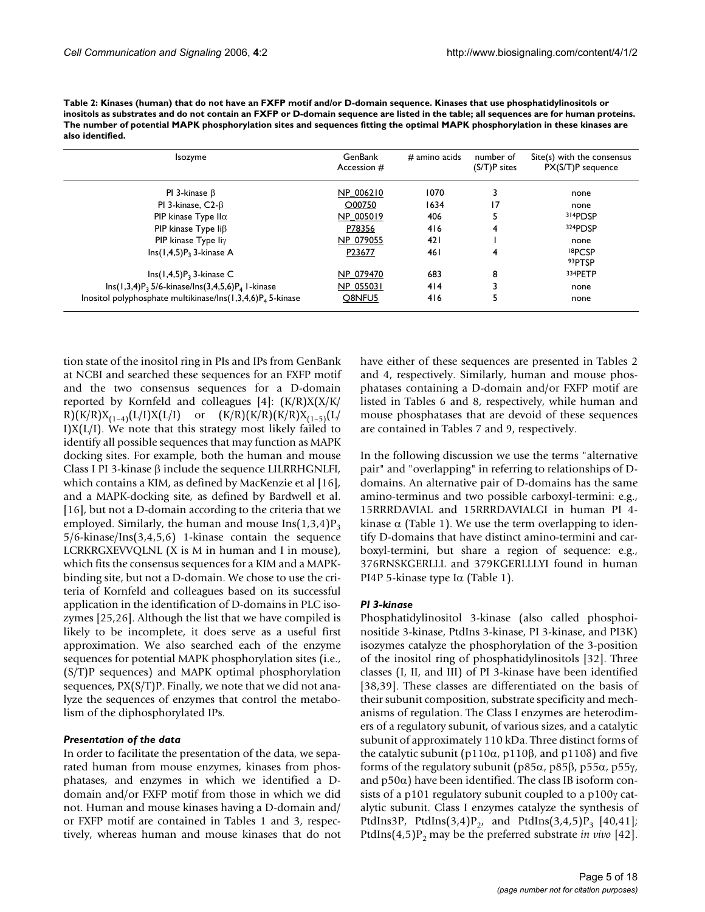**Table 2: Kinases (human) that do not have an FXFP motif and/or D-domain sequence. Kinases that use phosphatidylinositols or inositols as substrates and do not contain an FXFP or D-domain sequence are listed in the table; all sequences are for human proteins. The number of potential MAPK phosphorylation sites and sequences fitting the optimal MAPK phosphorylation in these kinases are also identified.**

| Isozyme | GenBank Accession # | # amino acids | number of (S/T)P sites | Site(s) with the consensus PX(S/T)P sequence |
|---|---|---|---|---|
| PI 3-kinase β | NP_006210 | 1070 | 3 | none |
| PI 3-kinase, C2-β | O00750 | 1634 | 17 | none |
| PIP kinase Type IIα | NP_005019 | 406 | 5 | 314PDSP |
| PIP kinase Type IIβ | P78356 | 416 | 4 | 324PDSP |
| PIP kinase Type IIγ | NP_079055 | 421 | 1 | none |
| Ins(1,4,5)$P_3$ 3-kinase A | P23677 | 461 | 4 | 18PCSP<br>93PTSP |
| Ins(1,4,5)$P_3$ 3-kinase C | NP_079470 | 683 | 8 | 334PETP |
| Ins(1,3,4)$P_3$ 5/6-kinase/Ins(3,4,5,6)$P_4$ 1-kinase | NP_055031 | 414 | 3 | none |
| Inositol polyphosphate multikinase/Ins(1,3,4,6)$P_4$ 5-kinase | Q8NFU5 | 416 | 5 | none |

tion state of the inositol ring in PIs and IPs from GenBank at NCBI and searched these sequences for an FXFP motif and the two consensus sequences for a D-domain reported by Kornfeld and colleagues [4]: $(K/R)X(X/K/R)(K/R)X_{(1-4)}(L/I)X(L/I)$ or $(K/R)(K/R)(K/R)X_{(1-5)}(L/I)X(L/I)$. We note that this strategy most likely failed to identify all possible sequences that may function as MAPK docking sites. For example, both the human and mouse Class I PI 3-kinase β include the sequence LILRRHGNLFI, which contains a KIM, as defined by MacKenzie et al [16], and a MAPK-docking site, as defined by Bardwell et al. [16], but not a D-domain according to the criteria that we employed. Similarly, the human and mouse Ins(1,3,4)$P_3$ 5/6-kinase/Ins(3,4,5,6) 1-kinase contain the sequence LCRKRGXEVVQLNL (X is M in human and I in mouse), which fits the consensus sequences for a KIM and a MAPK-binding site, but not a D-domain. We chose to use the criteria of Kornfeld and colleagues based on its successful application in the identification of D-domains in PLC isozymes [25,26]. Although the list that we have compiled is likely to be incomplete, it does serve as a useful first approximation. We also searched each of the enzyme sequences for potential MAPK phosphorylation sites (i.e., (S/T)P sequences) and MAPK optimal phosphorylation sequences, PX(S/T)P. Finally, we note that we did not analyze the sequences of enzymes that control the metabolism of the diphosphorylated IPs.

### *Presentation of the data*

In order to facilitate the presentation of the data, we separated human from mouse enzymes, kinases from phosphatases, and enzymes in which we identified a D-domain and/or FXFP motif from those in which we did not. Human and mouse kinases having a D-domain and/or FXFP motif are contained in Tables 1 and 3, respectively, whereas human and mouse kinases that do not have either of these sequences are presented in Tables 2 and 4, respectively. Similarly, human and mouse phosphatases containing a D-domain and/or FXFP motif are listed in Tables 6 and 8, respectively, while human and mouse phosphatases that are devoid of these sequences are contained in Tables 7 and 9, respectively.

In the following discussion we use the terms "alternative pair" and "overlapping" in referring to relationships of D-domains. An alternative pair of D-domains has the same amino-terminus and two possible carboxyl-termini: e.g., 15RRRDAVIAL and 15RRRDAVIALGI in human PI 4-kinase α (Table 1). We use the term overlapping to identify D-domains that have distinct amino-termini and carboxyl-termini, but share a region of sequence: e.g., 376RNSKGERLLL and 379KGERLLLYI found in human PI4P 5-kinase type Iα (Table 1).

### *PI 3-kinase*

Phosphatidylinositol 3-kinase (also called phosphoinositide 3-kinase, PtdIns 3-kinase, PI 3-kinase, and PI3K) isozymes catalyze the phosphorylation of the 3-position of the inositol ring of phosphatidylinositols [32]. Three classes (I, II, and III) of PI 3-kinase have been identified [38,39]. These classes are differentiated on the basis of their subunit composition, substrate specificity and mechanisms of regulation. The Class I enzymes are heterodimers of a regulatory subunit, of various sizes, and a catalytic subunit of approximately 110 kDa. Three distinct forms of the catalytic subunit (p110α, p110β, and p110δ) and five forms of the regulatory subunit (p85α, p85β, p55α, p55γ, and p50α) have been identified. The class IB isoform consists of a p101 regulatory subunit coupled to a p100γ catalytic subunit. Class I enzymes catalyze the synthesis of PtdIns3P, PtdIns(3,4)$P_2$, and PtdIns(3,4,5)$P_3$ [40,41]; PtdIns(4,5)$P_2$ may be the preferred substrate *in vivo* [42].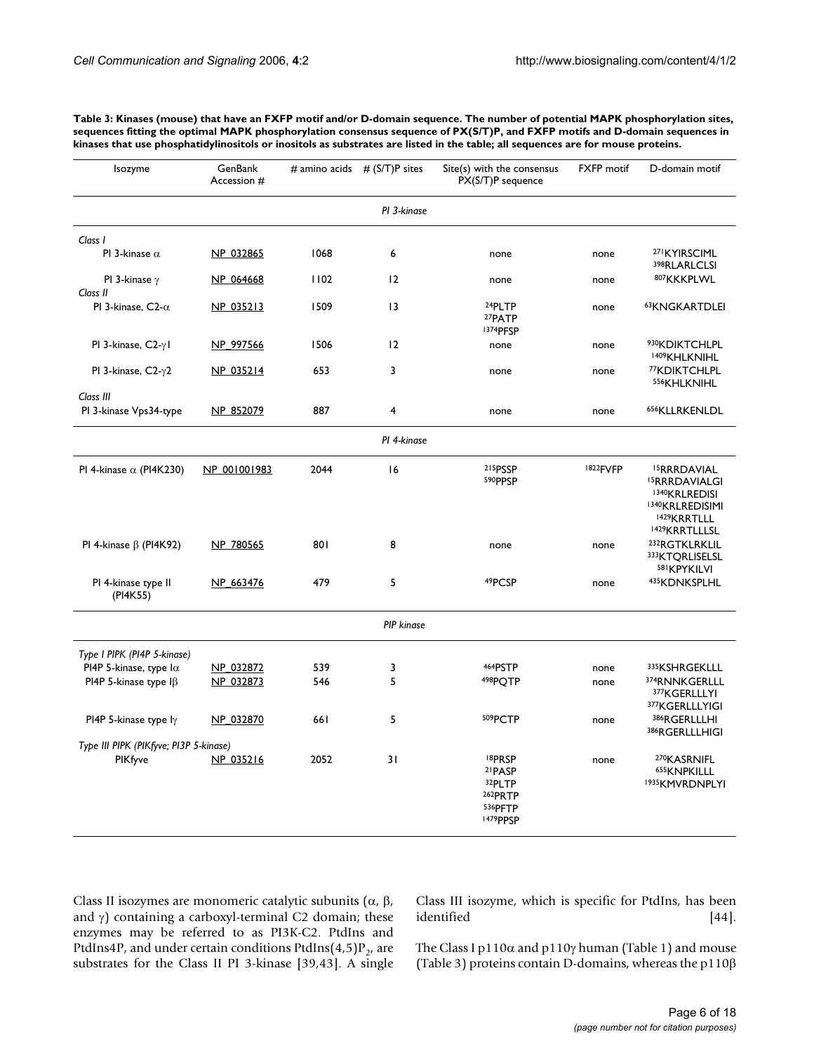**Table 3: Kinases (mouse) that have an FXFP motif and/or D-domain sequence. The number of potential MAPK phosphorylation sites, sequences fitting the optimal MAPK phosphorylation consensus sequence of PX(S/T)P, and FXFP motifs and D-domain sequences in kinases that use phosphatidylinositols or inositols as substrates are listed in the table; all sequences are for mouse proteins.**

| Isozyme | GenBank Accession # | # amino acids | # (S/T)P sites | Site(s) with the consensus PX(S/T)P sequence | FXFP motif | D-domain motif |
|---|---|---|---|---|---|---|
| | | | *PI 3-kinase* | | | |
| *Class I* | | | | | | |
| PI 3-kinase α | NP_032865 | 1068 | 6 | none | none | 271KYIRSCIML<br>398RLARLCLSI |
| PI 3-kinase γ | NP_064668 | 1102 | 12 | none | none | 807KKKPLWL |
| *Class II* | | | | | | |
| PI 3-kinase, C2-α | NP_035213 | 1509 | 13 | 24PLTP<br>27PATP<br>1374PFSP | none | 63KNGKARTDLEI |
| PI 3-kinase, C2-γ1 | NP_997566 | 1506 | 12 | none | none | 930KDIKTCHLPL<br>1409KHLKNIHL |
| PI 3-kinase, C2-γ2 | NP_035214 | 653 | 3 | none | none | 77KDIKTCHLPL<br>556KHLKNIHL |
| *Class III* | | | | | | |
| PI 3-kinase Vps34-type | NP_852079 | 887 | 4 | none | none | 656KLLRKENLDL |
| | | | *PI 4-kinase* | | | |
| PI 4-kinase α (PI4K230) | NP_001001983 | 2044 | 16 | 215PSSP<br>590PPSP | 1822FVFP | 15RRRDAVIAL<br>15RRRDAVIALGI<br>1340KRLREDISI<br>1340KRLREDISIMI<br>1429KRRTLLL<br>1429KRRTLLLSL |
| PI 4-kinase β (PI4K92) | NP_780565 | 801 | 8 | none | none | 232RGTKLRKLIL<br>333KTQRLISELSL<br>581KPYKILVI |
| PI 4-kinase type II (PI4K55) | NP_663476 | 479 | 5 | 49PCSP | none | 435KDNKSPLHL |
| | | | *PIP kinase* | | | |
| *Type I PIPK (PI4P 5-kinase)* | | | | | | |
| PI4P 5-kinase, type Iα | NP_032872 | 539 | 3 | 464PSTP | none | 335KSHRGEKLLL |
| PI4P 5-kinase type Iβ | NP_032873 | 546 | 5 | 498PQTP | none | 374RNNKGERLLL<br>377KGERLLLYI<br>377KGERLLLYIGI |
| PI4P 5-kinase type Iγ | NP_032870 | 661 | 5 | 509PCTP | none | 386RGERLLLHI<br>386RGERLLLHIGI |
| *Type III PIPK (PIKfyve; PI3P 5-kinase)* | | | | | | |
| PIKfyve | NP_035216 | 2052 | 31 | 18PRSP<br>21PASP<br>32PLTP<br>262PRTP<br>536PFTP<br>1479PPSP | none | 270KASRNIFL<br>655KNPKILLL<br>1935KMVRDNPLYI |

Class II isozymes are monomeric catalytic subunits (α, β, and γ) containing a carboxyl-terminal C2 domain; these enzymes may be referred to as PI3K-C2. PtdIns and PtdIns4P, and under certain conditions PtdIns(4,5)$P_2$, are substrates for the Class II PI 3-kinase [39,43]. A single Class III isozyme, which is specific for PtdIns, has been identified [44].

The Class I p110α and p110γ human (Table 1) and mouse (Table 3) proteins contain D-domains, whereas the p110β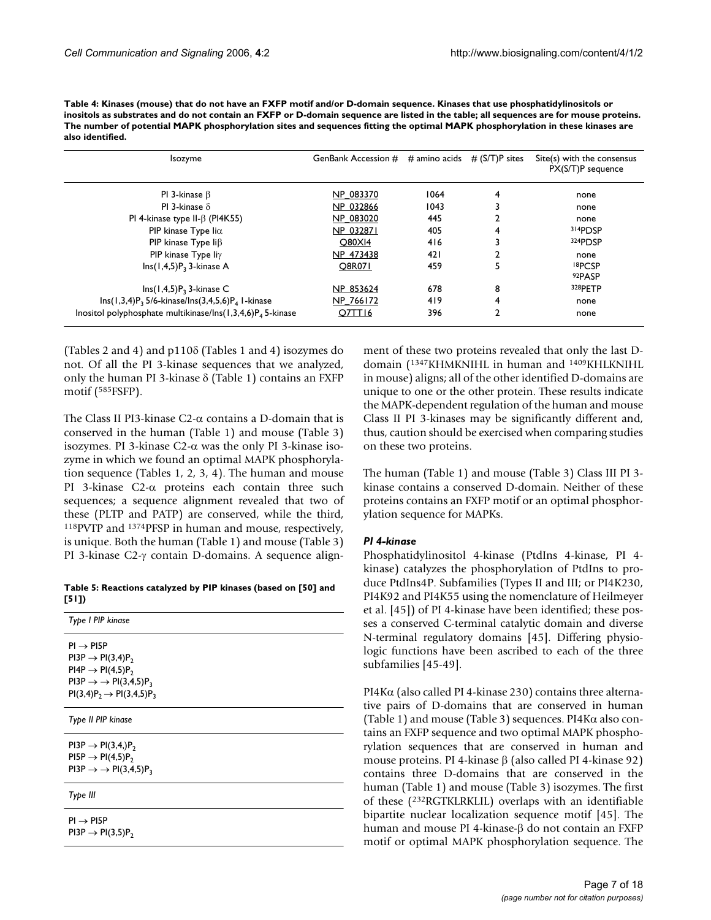**Table 4: Kinases (mouse) that do not have an FXFP motif and/or D-domain sequence. Kinases that use phosphatidylinositols or inositols as substrates and do not contain an FXFP or D-domain sequence are listed in the table; all sequences are for mouse proteins. The number of potential MAPK phosphorylation sites and sequences fitting the optimal MAPK phosphorylation in these kinases are also identified.**

| Isozyme | GenBank Accession # | # amino acids | # (S/T)P sites | Site(s) with the consensus PX(S/T)P sequence |
|---|---|---|---|---|
| PI 3-kinase β | NP_083370 | 1064 | 4 | none |
| PI 3-kinase δ | NP_032866 | 1043 | 3 | none |
| PI 4-kinase type II-β (PI4K55) | NP_083020 | 445 | 2 | none |
| PIP kinase Type IIα | NP_032871 | 405 | 4 | [314]PDSP |
| PIP kinase Type IIβ | Q80XI4 | 416 | 3 | [324]PDSP |
| PIP kinase Type IIγ | NP_473438 | 421 | 2 | none |
| $Ins(1,4,5)P_3$ 3-kinase A | Q8R071 | 459 | 5 | [18]PCSP [92]PASP |
| $Ins(1,4,5)P_3$ 3-kinase C | NP_853624 | 678 | 8 | [328]PETP |
| $Ins(1,3,4)P_3$ 5/6-kinase/$Ins(3,4,5,6)P_4$ 1-kinase | NP_766172 | 419 | 4 | none |
| Inositol polyphosphate multikinase/$Ins(1,3,4,6)P_4$ 5-kinase | Q7TT16 | 396 | 2 | none |

(Tables 2 and 4) and p110δ (Tables 1 and 4) isozymes do not. Of all the PI 3-kinase sequences that we analyzed, only the human PI 3-kinase δ (Table 1) contains an FXFP motif ([585]FSFP).

The Class II PI3-kinase C2-α contains a D-domain that is conserved in the human (Table 1) and mouse (Table 3) isozymes. PI 3-kinase C2-α was the only PI 3-kinase isozyme in which we found an optimal MAPK phosphorylation sequence (Tables 1, 2, 3, 4). The human and mouse PI 3-kinase C2-α proteins each contain three such sequences; a sequence alignment revealed that two of these (PLTP and PATP) are conserved, while the third, [118]PVTP and [1374]PFSP in human and mouse, respectively, is unique. Both the human (Table 1) and mouse (Table 3) PI 3-kinase C2-γ contain D-domains. A sequence alignment of these two proteins revealed that only the last D-domain ([1347]KHMKNIHL in human and [1409]KHLKNIHL in mouse) aligns; all of the other identified D-domains are unique to one or the other protein. These results indicate the MAPK-dependent regulation of the human and mouse Class II PI 3-kinases may be significantly different and, thus, caution should be exercised when comparing studies on these two proteins.

**Table 5: Reactions catalyzed by PIP kinases (based on [50] and [51])**

| |
|---|
| *Type I PIP kinase* |
| PI → PI5P |
| PI3P → $PI(3,4)P_2$ |
| PI4P → $PI(4,5)P_2$ |
| PI3P → → $PI(3,4,5)P_3$ |
| $PI(3,4)P_2$ → $PI(3,4,5)P_3$ |
| *Type II PIP kinase* |
| PI3P → $PI(3,4,)P_2$ |
| PI5P → $PI(4,5)P_2$ |
| PI3P → → $PI(3,4,5)P_3$ |
| *Type III* |
| PI → PI5P |
| PI3P → $PI(3,5)P_2$ |

The human (Table 1) and mouse (Table 3) Class III PI 3-kinase contains a conserved D-domain. Neither of these proteins contains an FXFP motif or an optimal phosphorylation sequence for MAPKs.

### *PI 4-kinase*

Phosphatidylinositol 4-kinase (PtdIns 4-kinase, PI 4-kinase) catalyzes the phosphorylation of PtdIns to produce PtdIns4P. Subfamilies (Types II and III; or PI4K230, PI4K92 and PI4K55 using the nomenclature of Heilmeyer et al. [45]) of PI 4-kinase have been identified; these posses a conserved C-terminal catalytic domain and diverse N-terminal regulatory domains [45]. Differing physiologic functions have been ascribed to each of the three subfamilies [45-49].

PI4Kα (also called PI 4-kinase 230) contains three alternative pairs of D-domains that are conserved in human (Table 1) and mouse (Table 3) sequences. PI4Kα also contains an FXFP sequence and two optimal MAPK phosphorylation sequences that are conserved in human and mouse proteins. PI 4-kinase β (also called PI 4-kinase 92) contains three D-domains that are conserved in the human (Table 1) and mouse (Table 3) isozymes. The first of these ([232]RGTKLRKLIL) overlaps with an identifiable bipartite nuclear localization sequence motif [45]. The human and mouse PI 4-kinase-β do not contain an FXFP motif or optimal MAPK phosphorylation sequence. The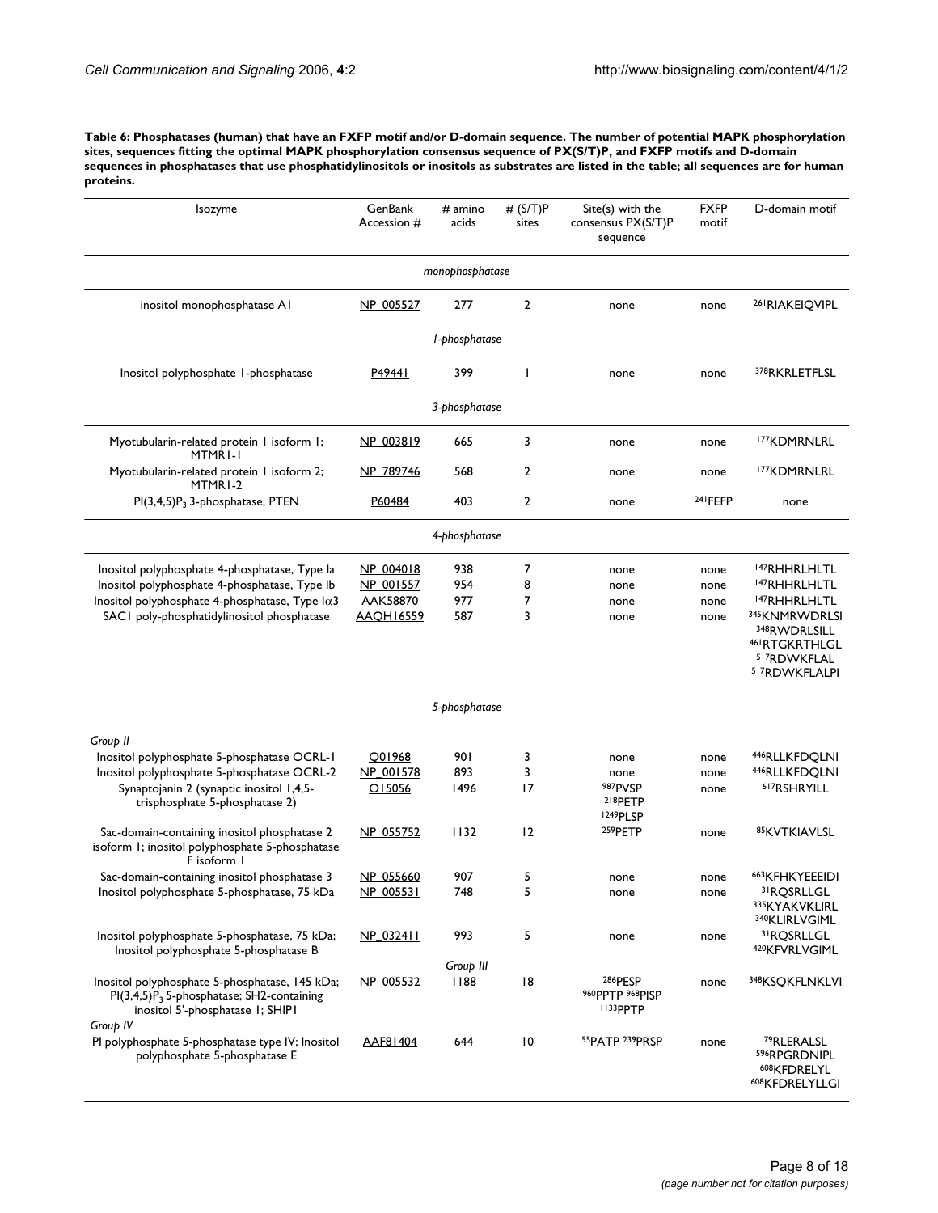**Table 6: Phosphatases (human) that have an FXFP motif and/or D-domain sequence. The number of potential MAPK phosphorylation sites, sequences fitting the optimal MAPK phosphorylation consensus sequence of PX(S/T)P, and FXFP motifs and D-domain sequences in phosphatases that use phosphatidylinositols or inositols as substrates are listed in the table; all sequences are for human proteins.**

| Isozyme | GenBank Accession # | # amino acids | # (S/T)P sites | Site(s) with the consensus PX(S/T)P sequence | FXFP motif | D-domain motif |
|---|---|---|---|---|---|---|
| | | *monophosphatase* | | | | |
| inositol monophosphatase A1 | NP_005527 | 277 | 2 | none | none | 261RIAKEIQVIPL |
| | | *1-phosphatase* | | | | |
| Inositol polyphosphate 1-phosphatase | P49441 | 399 | 1 | none | none | 378RKRLETFLSL |
| | | *3-phosphatase* | | | | |
| Myotubularin-related protein 1 isoform 1; MTMR1-1 | NP_003819 | 665 | 3 | none | none | 177KDMRNLRL |
| Myotubularin-related protein 1 isoform 2; MTMR1-2 | NP_789746 | 568 | 2 | none | none | 177KDMRNLRL |
| PI(3,4,5)$P_3$ 3-phosphatase, PTEN | P60484 | 403 | 2 | none | 241FEFP | none |
| | | *4-phosphatase* | | | | |
| Inositol polyphosphate 4-phosphatase, Type Ia | NP_004018 | 938 | 7 | none | none | 147RHHRLHLTL |
| Inositol polyphosphate 4-phosphatase, Type Ib | NP_001557 | 954 | 8 | none | none | 147RHHRLHLTL |
| Inositol polyphosphate 4-phosphatase, Type Iα3 | AAK58870 | 977 | 7 | none | none | 147RHHRLHLTL |
| SAC1 poly-phosphatidylinositol phosphatase | AAQH16559 | 587 | 3 | none | none | 345KNMRWDRLSI 348RWDRLSILL 461RTGKRTHLGL 517RDWKFLAL 517RDWKFLALPI |
| | | *5-phosphatase* | | | | |
| *Group II* | | | | | | |
| Inositol polyphosphate 5-phosphatase OCRL-1 | Q01968 | 901 | 3 | none | none | 446RLLKFDQLNI |
| Inositol polyphosphate 5-phosphatase OCRL-2 | NP_001578 | 893 | 3 | none | none | 446RLLKFDQLNI |
| Synaptojanin 2 (synaptic inositol 1,4,5-trisphosphate 5-phosphatase 2) | O15056 | 1496 | 17 | 987PVSP 1218PETP 1249PLSP | none | 617RSHRYILL |
| Sac-domain-containing inositol phosphatase 2 isoform 1; inositol polyphosphate 5-phosphatase F isoform 1 | NP_055752 | 1132 | 12 | 259PETP | none | 85KVTKIAVLSL |
| Sac-domain-containing inositol phosphatase 3 | NP_055660 | 907 | 5 | none | none | 663KFHKYEEEIDI |
| Inositol polyphosphate 5-phosphatase, 75 kDa | NP_005531 | 748 | 5 | none | none | 31RQSRLLGL 335KYAKVKLIRL 340KLIRLVGIML |
| Inositol polyphosphate 5-phosphatase, 75 kDa; Inositol polyphosphate 5-phosphatase B | NP_032411 | 993 | 5 | none | none | 31RQSRLLGL 420KFVRLVGIML |
| | | *Group III* | | | | |
| Inositol polyphosphate 5-phosphatase, 145 kDa; PI(3,4,5)$P_3$ 5-phosphatase; SH2-containing inositol 5'-phosphatase 1; SHIP1 | NP_005532 | 1188 | 18 | 286PESP 960PPTP 968PISP 1133PPTP | none | 348KSQKFLNKLVI |
| *Group IV* | | | | | | |
| PI polyphosphate 5-phosphatase type IV; Inositol polyphosphate 5-phosphatase E | AAF81404 | 644 | 10 | 55PATP 239PRSP | none | 79RLERALSL 596RPGRDNIPL 608KFDRELYL 608KFDRELYLLGI |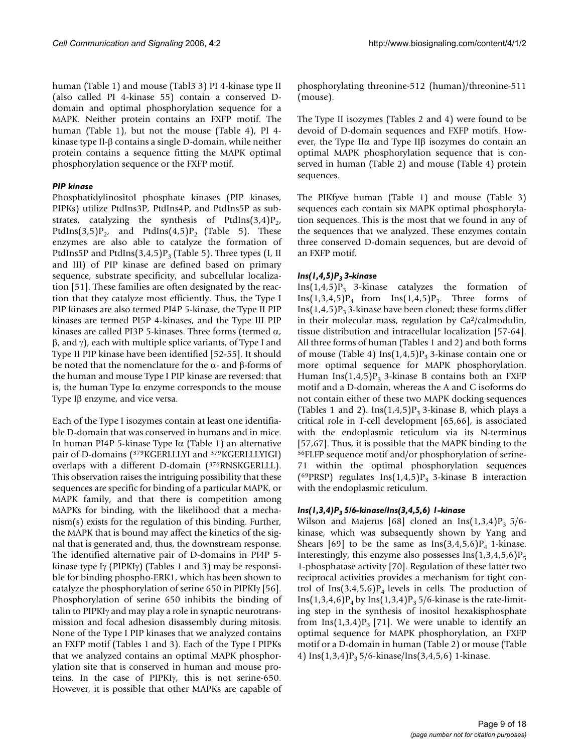human (Table 1) and mouse (Tabl3 3) PI 4-kinase type II (also called PI 4-kinase 55) contain a conserved D-domain and optimal phosphorylation sequence for a MAPK. Neither protein contains an FXFP motif. The human (Table 1), but not the mouse (Table 4), PI 4-kinase type II-β contains a single D-domain, while neither protein contains a sequence fitting the MAPK optimal phosphorylation sequence or the FXFP motif.

### *PIP kinase*

Phosphatidylinositol phosphate kinases (PIP kinases, PIPKs) utilize PtdIns3P, PtdIns4P, and PtdIns5P as substrates, catalyzing the synthesis of PtdIns(3,4)$P_2$, PtdIns(3,5)$P_2$, and PtdIns(4,5)$P_2$ (Table 5). These enzymes are also able to catalyze the formation of PtdIns5P and PtdIns(3,4,5)$P_3$ (Table 5). Three types (I, II and III) of PIP kinase are defined based on primary sequence, substrate specificity, and subcellular localization [51]. These families are often designated by the reaction that they catalyze most efficiently. Thus, the Type I PIP kinases are also termed PI4P 5-kinase, the Type II PIP kinases are termed PI5P 4-kinases, and the Type III PIP kinases are called PI3P 5-kinases. Three forms (termed α, β, and γ), each with multiple splice variants, of Type I and Type II PIP kinase have been identified [52-55]. It should be noted that the nomenclature for the α- and β-forms of the human and mouse Type I PIP kinase are reversed: that is, the human Type Iα enzyme corresponds to the mouse Type Iβ enzyme, and vice versa.

Each of the Type I isozymes contain at least one identifiable D-domain that was conserved in humans and in mice. In human PI4P 5-kinase Type Iα (Table 1) an alternative pair of D-domains ([379]KGERLLLYI and [379]KGERLLLYIGI) overlaps with a different D-domain ([376]RNSKGERLLL). This observation raises the intriguing possibility that these sequences are specific for binding of a particular MAPK, or MAPK family, and that there is competition among MAPKs for binding, with the likelihood that a mechanism(s) exists for the regulation of this binding. Further, the MAPK that is bound may affect the kinetics of the signal that is generated and, thus, the downstream response. The identified alternative pair of D-domains in PI4P 5-kinase type Iγ (PIPKIγ) (Tables 1 and 3) may be responsible for binding phospho-ERK1, which has been shown to catalyze the phosphorylation of serine 650 in PIPKIγ [56]. Phosphorylation of serine 650 inhibits the binding of talin to PIPKIγ and may play a role in synaptic neurotransmission and focal adhesion disassembly during mitosis. None of the Type I PIP kinases that we analyzed contains an FXFP motif (Tables 1 and 3). Each of the Type I PIPKs that we analyzed contains an optimal MAPK phosphorylation site that is conserved in human and mouse proteins. In the case of PIPKIγ, this is not serine-650. However, it is possible that other MAPKs are capable of phosphorylating threonine-512 (human)/threonine-511 (mouse).

The Type II isozymes (Tables 2 and 4) were found to be devoid of D-domain sequences and FXFP motifs. However, the Type IIα and Type IIβ isozymes do contain an optimal MAPK phosphorylation sequence that is conserved in human (Table 2) and mouse (Table 4) protein sequences.

The PIKfyve human (Table 1) and mouse (Table 3) sequences each contain six MAPK optimal phosphorylation sequences. This is the most that we found in any of the sequences that we analyzed. These enzymes contain three conserved D-domain sequences, but are devoid of an FXFP motif.

### *Ins(1,4,5)$P_3$ 3-kinase*

Ins(1,4,5)$P_3$ 3-kinase catalyzes the formation of Ins(1,3,4,5)$P_4$ from Ins(1,4,5)$P_3$. Three forms of Ins(1,4,5)$P_3$ 3-kinase have been cloned; these forms differ in their molecular mass, regulation by $Ca^2$/calmodulin, tissue distribution and intracellular localization [57-64]. All three forms of human (Tables 1 and 2) and both forms of mouse (Table 4) Ins(1,4,5)$P_3$ 3-kinase contain one or more optimal sequence for MAPK phosphorylation. Human Ins(1,4,5)$P_3$ 3-kinase B contains both an FXFP motif and a D-domain, whereas the A and C isoforms do not contain either of these two MAPK docking sequences (Tables 1 and 2). Ins(1,4,5)$P_3$ 3-kinase B, which plays a critical role in T-cell development [65,66], is associated with the endoplasmic reticulum via its N-terminus [57,67]. Thus, it is possible that the MAPK binding to the [56]FLFP sequence motif and/or phosphorylation of serine-71 within the optimal phosphorylation sequences ([69]PRSP) regulates Ins(1,4,5)$P_3$ 3-kinase B interaction with the endoplasmic reticulum.

### *Ins(1,3,4)$P_3$ 5/6-kinase/Ins(3,4,5,6) 1-kinase*

Wilson and Majerus [68] cloned an Ins(1,3,4)$P_3$ 5/6-kinase, which was subsequently shown by Yang and Shears [69] to be the same as Ins(3,4,5,6)$P_4$ 1-kinase. Interestingly, this enzyme also possesses Ins(1,3,4,5,6)$P_5$ 1-phosphatase activity [70]. Regulation of these latter two reciprocal activities provides a mechanism for tight control of Ins(3,4,5,6)$P_4$ levels in cells. The production of Ins(1,3,4,6)$P_4$ by Ins(1,3,4)$P_3$ 5/6-kinase is the rate-limiting step in the synthesis of inositol hexakisphosphate from Ins(1,3,4)$P_3$ [71]. We were unable to identify an optimal sequence for MAPK phosphorylation, an FXFP motif or a D-domain in human (Table 2) or mouse (Table 4) Ins(1,3,4)$P_3$ 5/6-kinase/Ins(3,4,5,6) 1-kinase.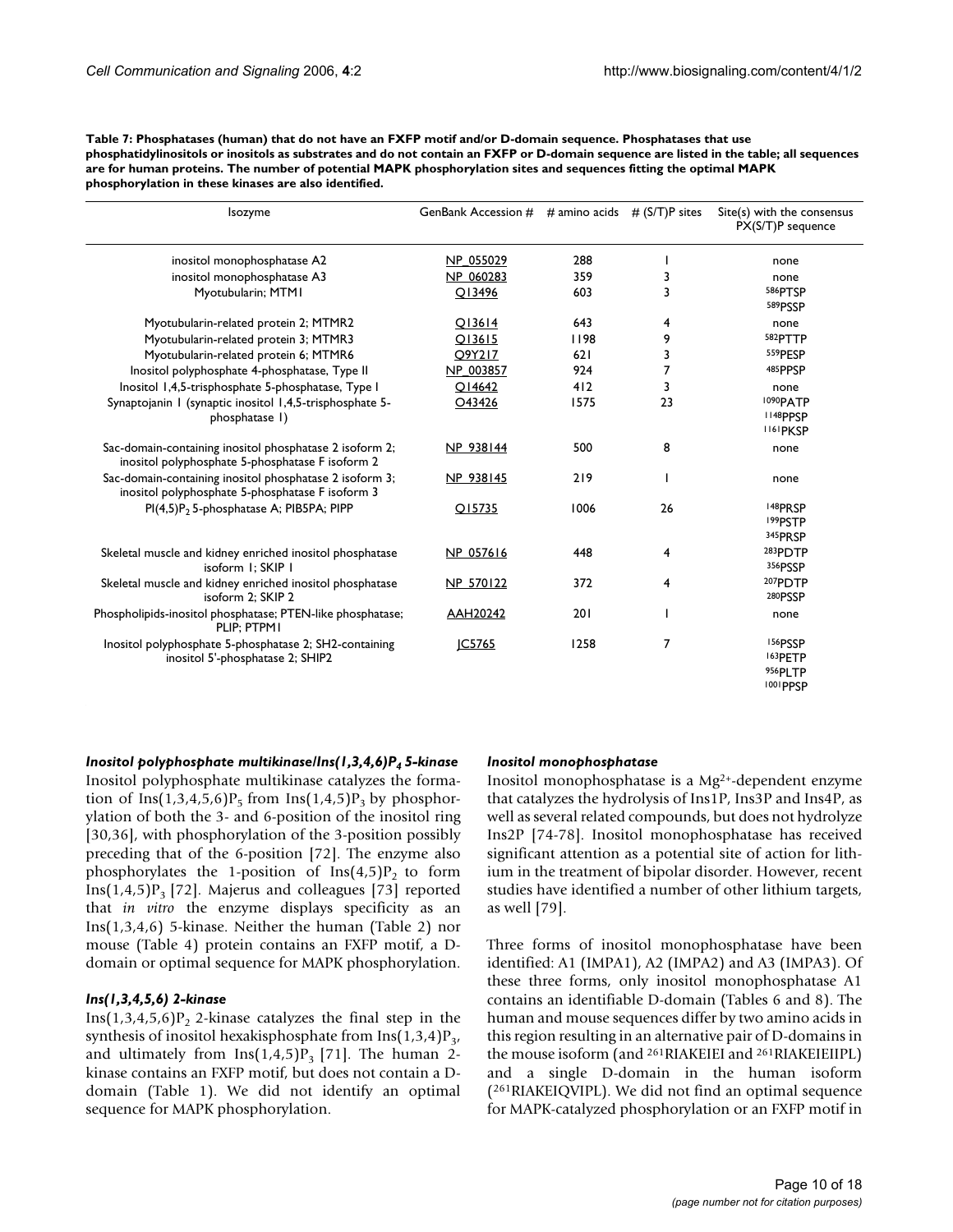**Table 7: Phosphatases (human) that do not have an FXFP motif and/or D-domain sequence. Phosphatases that use phosphatidylinositols or inositols as substrates and do not contain an FXFP or D-domain sequence are listed in the table; all sequences are for human proteins. The number of potential MAPK phosphorylation sites and sequences fitting the optimal MAPK phosphorylation in these kinases are also identified.**

| Isozyme | GenBank Accession # | # amino acids | # (S/T)P sites | Site(s) with the consensus PX(S/T)P sequence |
|---|---|---|---|---|
| inositol monophosphatase A2 | NP_055029 | 288 | 1 | none |
| inositol monophosphatase A3 | NP_060283 | 359 | 3 | none |
| Myotubularin; MTM1 | Q13496 | 603 | 3 | 586PTSP<br>589PSSP |
| Myotubularin-related protein 2; MTMR2 | Q13614 | 643 | 4 | none |
| Myotubularin-related protein 3; MTMR3 | Q13615 | 1198 | 9 | 582PTTP |
| Myotubularin-related protein 6; MTMR6 | Q9Y217 | 621 | 3 | 559PESP |
| Inositol polyphosphate 4-phosphatase, Type II | NP_003857 | 924 | 7 | 485PPSP |
| Inositol 1,4,5-trisphosphate 5-phosphatase, Type I | Q14642 | 412 | 3 | none |
| Synaptojanin 1 (synaptic inositol 1,4,5-trisphosphate 5-phosphatase 1) | O43426 | 1575 | 23 | 1090PATP<br>1148PPSP<br>1161PKSP |
| Sac-domain-containing inositol phosphatase 2 isoform 2; inositol polyphosphate 5-phosphatase F isoform 2 | NP_938144 | 500 | 8 | none |
| Sac-domain-containing inositol phosphatase 2 isoform 3; inositol polyphosphate 5-phosphatase F isoform 3 | NP_938145 | 219 | 1 | none |
| $PI(4,5)P_2$ 5-phosphatase A; PIB5PA; PIPP | Q15735 | 1006 | 26 | 148PRSP<br>199PSTP<br>345PRSP |
| Skeletal muscle and kidney enriched inositol phosphatase isoform 1; SKIP 1 | NP_057616 | 448 | 4 | 283PDTP<br>356PSSP |
| Skeletal muscle and kidney enriched inositol phosphatase isoform 2; SKIP 2 | NP_570122 | 372 | 4 | 207PDTP<br>280PSSP |
| Phospholipids-inositol phosphatase; PTEN-like phosphatase; PLIP; PTPM1 | AAH20242 | 201 | 1 | none |
| Inositol polyphosphate 5-phosphatase 2; SH2-containing inositol 5'-phosphatase 2; SHIP2 | JC5765 | 1258 | 7 | 156PSSP<br>163PETP<br>956PLTP<br>1001PPSP |

### *Inositol polyphosphate multikinase/Ins(1,3,4,6)$P_4$ 5-kinase*

Inositol polyphosphate multikinase catalyzes the formation of Ins(1,3,4,5,6)$P_5$ from Ins(1,4,5)$P_3$ by phosphorylation of both the 3- and 6-position of the inositol ring [30,36], with phosphorylation of the 3-position possibly preceding that of the 6-position [72]. The enzyme also phosphorylates the 1-position of Ins(4,5)$P_2$ to form Ins(1,4,5)$P_3$ [72]. Majerus and colleagues [73] reported that *in vitro* the enzyme displays specificity as an Ins(1,3,4,6) 5-kinase. Neither the human (Table 2) nor mouse (Table 4) protein contains an FXFP motif, a D-domain or optimal sequence for MAPK phosphorylation.

### *Ins(1,3,4,5,6) 2-kinase*

Ins(1,3,4,5,6)$P_2$ 2-kinase catalyzes the final step in the synthesis of inositol hexakisphosphate from Ins(1,3,4)$P_3$, and ultimately from Ins(1,4,5)$P_3$ [71]. The human 2-kinase contains an FXFP motif, but does not contain a D-domain (Table 1). We did not identify an optimal sequence for MAPK phosphorylation.

### *Inositol monophosphatase*

Inositol monophosphatase is a $Mg^{2+}$-dependent enzyme that catalyzes the hydrolysis of Ins1P, Ins3P and Ins4P, as well as several related compounds, but does not hydrolyze Ins2P [74-78]. Inositol monophosphatase has received significant attention as a potential site of action for lithium in the treatment of bipolar disorder. However, recent studies have identified a number of other lithium targets, as well [79].

Three forms of inositol monophosphatase have been identified: A1 (IMPA1), A2 (IMPA2) and A3 (IMPA3). Of these three forms, only inositol monophosphatase A1 contains an identifiable D-domain (Tables 6 and 8). The human and mouse sequences differ by two amino acids in this region resulting in an alternative pair of D-domains in the mouse isoform (and 261RIAKEIEI and 261RIAKEIEIIPL) and a single D-domain in the human isoform (261RIAKEIQVIPL). We did not find an optimal sequence for MAPK-catalyzed phosphorylation or an FXFP motif in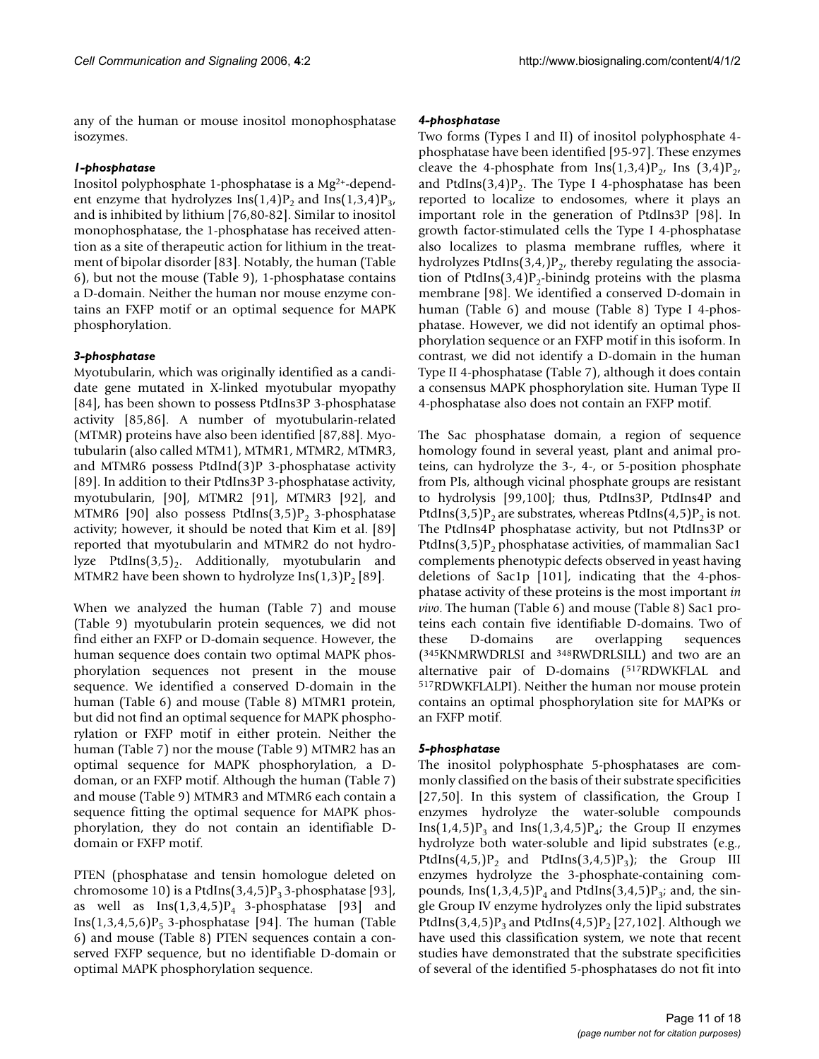any of the human or mouse inositol monophosphatase isozymes.

### *1-phosphatase*

Inositol polyphosphate 1-phosphatase is a $Mg^{2+}$-dependent enzyme that hydrolyzes Ins(1,4)$P_2$ and Ins(1,3,4)$P_3$, and is inhibited by lithium [76,80-82]. Similar to inositol monophosphatase, the 1-phosphatase has received attention as a site of therapeutic action for lithium in the treatment of bipolar disorder [83]. Notably, the human (Table 6), but not the mouse (Table 9), 1-phosphatase contains a D-domain. Neither the human nor mouse enzyme contains an FXFP motif or an optimal sequence for MAPK phosphorylation.

### *3-phosphatase*

Myotubularin, which was originally identified as a candidate gene mutated in X-linked myotubular myopathy [84], has been shown to possess PtdIns3P 3-phosphatase activity [85,86]. A number of myotubularin-related (MTMR) proteins have also been identified [87,88]. Myotubularin (also called MTM1), MTMR1, MTMR2, MTMR3, and MTMR6 possess PtdInd(3)P 3-phosphatase activity [89]. In addition to their PtdIns3P 3-phosphatase activity, myotubularin, [90], MTMR2 [91], MTMR3 [92], and MTMR6 [90] also possess PtdIns(3,5)$P_2$ 3-phosphatase activity; however, it should be noted that Kim et al. [89] reported that myotubularin and MTMR2 do not hydrolyze PtdIns(3,5)$_2$. Additionally, myotubularin and MTMR2 have been shown to hydrolyze Ins(1,3)$P_2$ [89].

When we analyzed the human (Table 7) and mouse (Table 9) myotubularin protein sequences, we did not find either an FXFP or D-domain sequence. However, the human sequence does contain two optimal MAPK phosphorylation sequences not present in the mouse sequence. We identified a conserved D-domain in the human (Table 6) and mouse (Table 8) MTMR1 protein, but did not find an optimal sequence for MAPK phosphorylation or FXFP motif in either protein. Neither the human (Table 7) nor the mouse (Table 9) MTMR2 has an optimal sequence for MAPK phosphorylation, a D-doman, or an FXFP motif. Although the human (Table 7) and mouse (Table 9) MTMR3 and MTMR6 each contain a sequence fitting the optimal sequence for MAPK phosphorylation, they do not contain an identifiable D-domain or FXFP motif.

PTEN (phosphatase and tensin homologue deleted on chromosome 10) is a PtdIns(3,4,5)$P_3$ 3-phosphatase [93], as well as Ins(1,3,4,5)$P_4$ 3-phosphatase [93] and Ins(1,3,4,5,6)$P_5$ 3-phosphatase [94]. The human (Table 6) and mouse (Table 8) PTEN sequences contain a conserved FXFP sequence, but no identifiable D-domain or optimal MAPK phosphorylation sequence.

### *4-phosphatase*

Two forms (Types I and II) of inositol polyphosphate 4-phosphatase have been identified [95-97]. These enzymes cleave the 4-phosphate from Ins(1,3,4)$P_2$, Ins (3,4)$P_2$, and PtdIns(3,4)$P_2$. The Type I 4-phosphatase has been reported to localize to endosomes, where it plays an important role in the generation of PtdIns3P [98]. In growth factor-stimulated cells the Type I 4-phosphatase also localizes to plasma membrane ruffles, where it hydrolyzes PtdIns(3,4,)$P_2$, thereby regulating the association of PtdIns(3,4)$P_2$-binindg proteins with the plasma membrane [98]. We identified a conserved D-domain in human (Table 6) and mouse (Table 8) Type I 4-phosphatase. However, we did not identify an optimal phosphorylation sequence or an FXFP motif in this isoform. In contrast, we did not identify a D-domain in the human Type II 4-phosphatase (Table 7), although it does contain a consensus MAPK phosphorylation site. Human Type II 4-phosphatase also does not contain an FXFP motif.

The Sac phosphatase domain, a region of sequence homology found in several yeast, plant and animal proteins, can hydrolyze the 3-, 4-, or 5-position phosphate from PIs, although vicinal phosphate groups are resistant to hydrolysis [99,100]; thus, PtdIns3P, PtdIns4P and PtdIns(3,5)$P_2$ are substrates, whereas PtdIns(4,5)$P_2$ is not. The PtdIns4P phosphatase activity, but not PtdIns3P or PtdIns(3,5)$P_2$ phosphatase activities, of mammalian Sac1 complements phenotypic defects observed in yeast having deletions of Sac1p [101], indicating that the 4-phosphatase activity of these proteins is the most important *in vivo*. The human (Table 6) and mouse (Table 8) Sac1 proteins each contain five identifiable D-domains. Two of these D-domains are overlapping sequences ([345]KNMRWDRLSI and [348]RWDRLSILL) and two are an alternative pair of D-domains ([517]RDWKFLAL and [517]RDWKFLALPI). Neither the human nor mouse protein contains an optimal phosphorylation site for MAPKs or an FXFP motif.

### *5-phosphatase*

The inositol polyphosphate 5-phosphatases are commonly classified on the basis of their substrate specificities [27,50]. In this system of classification, the Group I enzymes hydrolyze the water-soluble compounds Ins(1,4,5)$P_3$ and Ins(1,3,4,5)$P_4$; the Group II enzymes hydrolyze both water-soluble and lipid substrates (e.g., PtdIns(4,5,)$P_2$ and PtdIns(3,4,5)$P_3$); the Group III enzymes hydrolyze the 3-phosphate-containing compounds, Ins(1,3,4,5)$P_4$ and PtdIns(3,4,5)$P_3$; and, the single Group IV enzyme hydrolyzes only the lipid substrates PtdIns(3,4,5)$P_3$ and PtdIns(4,5)$P_2$ [27,102]. Although we have used this classification system, we note that recent studies have demonstrated that the substrate specificities of several of the identified 5-phosphatases do not fit into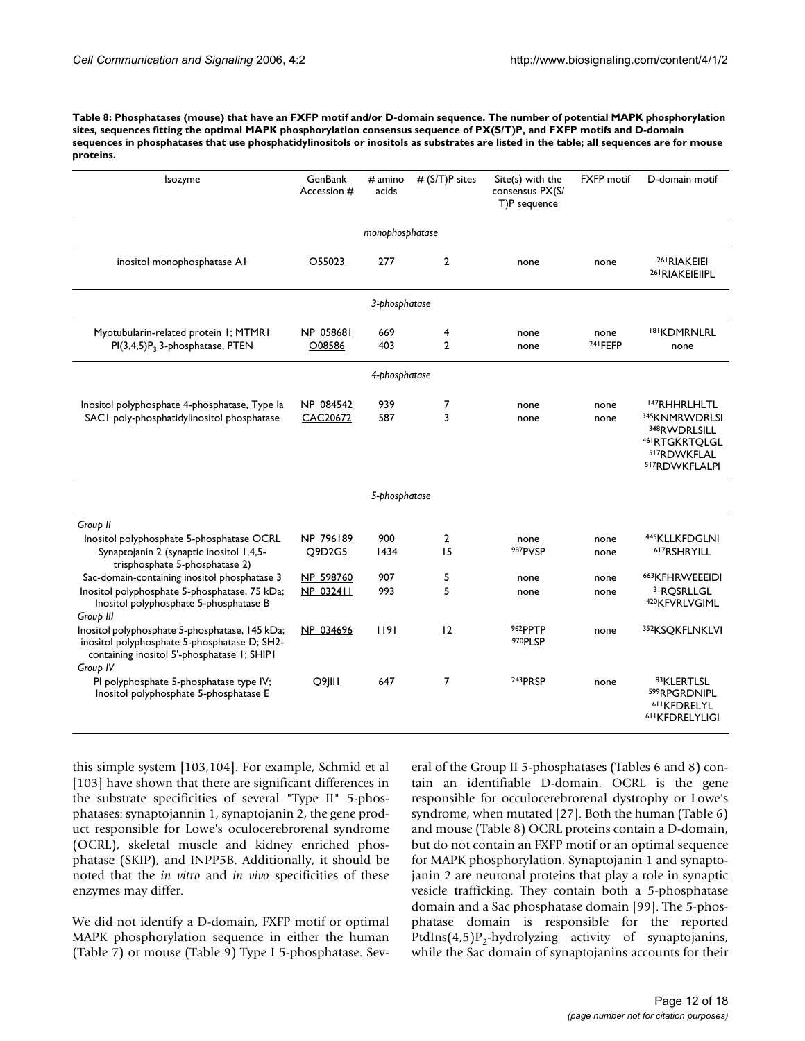**Table 8: Phosphatases (mouse) that have an FXFP motif and/or D-domain sequence. The number of potential MAPK phosphorylation sites, sequences fitting the optimal MAPK phosphorylation consensus sequence of PX(S/T)P, and FXFP motifs and D-domain sequences in phosphatases that use phosphatidylinositols or inositols as substrates are listed in the table; all sequences are for mouse proteins.**

| Isozyme | GenBank Accession # | # amino acids | # (S/T)P sites | Site(s) with the consensus PX(S/T)P sequence | FXFP motif | D-domain motif |
|---|---|---|---|---|---|---|
| | | *monophosphatase* | | | | |
| inositol monophosphatase A1 | O55023 | 277 | 2 | none | none | [261]RIAKEIEI [261]RIAKEIEIIPL |
| | | *3-phosphatase* | | | | |
| Myotubularin-related protein 1; MTMR1 | NP_058681 | 669 | 4 | none | none | [181]KDMRNLRL |
| $PI(3,4,5)P_3$ 3-phosphatase, PTEN | O08586 | 403 | 2 | none | [241]FEFP | none |
| | | *4-phosphatase* | | | | |
| Inositol polyphosphate 4-phosphatase, Type Ia | NP_084542 | 939 | 7 | none | none | [147]RHHRLHLTL |
| SAC1 poly-phosphatidylinositol phosphatase | CAC20672 | 587 | 3 | none | none | [345]KNMRWDRLSI [348]RWDRLSILL [461]RTGKRTQLGL [517]RDWKFLAL [517]RDWKFLALPI |
| | | *5-phosphatase* | | | | |
| *Group II* | | | | | | |
| Inositol polyphosphate 5-phosphatase OCRL | NP_796189 | 900 | 2 | none | none | [445]KLLKFDGLNI |
| Synaptojanin 2 (synaptic inositol 1,4,5-trisphosphate 5-phosphatase 2) | Q9D2G5 | 1434 | 15 | [987]PVSP | none | [617]RSHRYILL |
| Sac-domain-containing inositol phosphatase 3 | NP_598760 | 907 | 5 | none | none | [663]KFHRWEEEIDI |
| Inositol polyphosphate 5-phosphatase, 75 kDa; Inositol polyphosphate 5-phosphatase B | NP_032411 | 993 | 5 | none | none | [31]RQSRLLGL [420]KFVRLVGIML |
| *Group III* | | | | | | |
| Inositol polyphosphate 5-phosphatase, 145 kDa; inositol polyphosphate 5-phosphatase D; SH2-containing inositol 5'-phosphatase 1; SHIP1 | NP_034696 | 1191 | 12 | [962]PPTP [970]PLSP | none | [352]KSQKFLNKLVI |
| *Group IV* | | | | | | |
| PI polyphosphate 5-phosphatase type IV; Inositol polyphosphate 5-phosphatase E | Q9JII1 | 647 | 7 | [243]PRSP | none | [83]KLERTLSL [599]RPGRDNIPL [611]KFDRELYL [611]KFDRELYLIGI |

this simple system [103,104]. For example, Schmid et al [103] have shown that there are significant differences in the substrate specificities of several "Type II" 5-phosphatases: synaptojannin 1, synaptojanin 2, the gene product responsible for Lowe's oculocerebrorenal syndrome (OCRL), skeletal muscle and kidney enriched phosphatase (SKIP), and INPP5B. Additionally, it should be noted that the *in vitro* and *in vivo* specificities of these enzymes may differ.

We did not identify a D-domain, FXFP motif or optimal MAPK phosphorylation sequence in either the human (Table 7) or mouse (Table 9) Type I 5-phosphatase. Several of the Group II 5-phosphatases (Tables 6 and 8) contain an identifiable D-domain. OCRL is the gene responsible for occulocerebrorenal dystrophy or Lowe's syndrome, when mutated [27]. Both the human (Table 6) and mouse (Table 8) OCRL proteins contain a D-domain, but do not contain an FXFP motif or an optimal sequence for MAPK phosphorylation. Synaptojanin 1 and synaptojanin 2 are neuronal proteins that play a role in synaptic vesicle trafficking. They contain both a 5-phosphatase domain and a Sac phosphatase domain [99]. The 5-phosphatase domain is responsible for the reported $PtdIns(4,5)P_2$-hydrolyzing activity of synaptojanins, while the Sac domain of synaptojanins accounts for their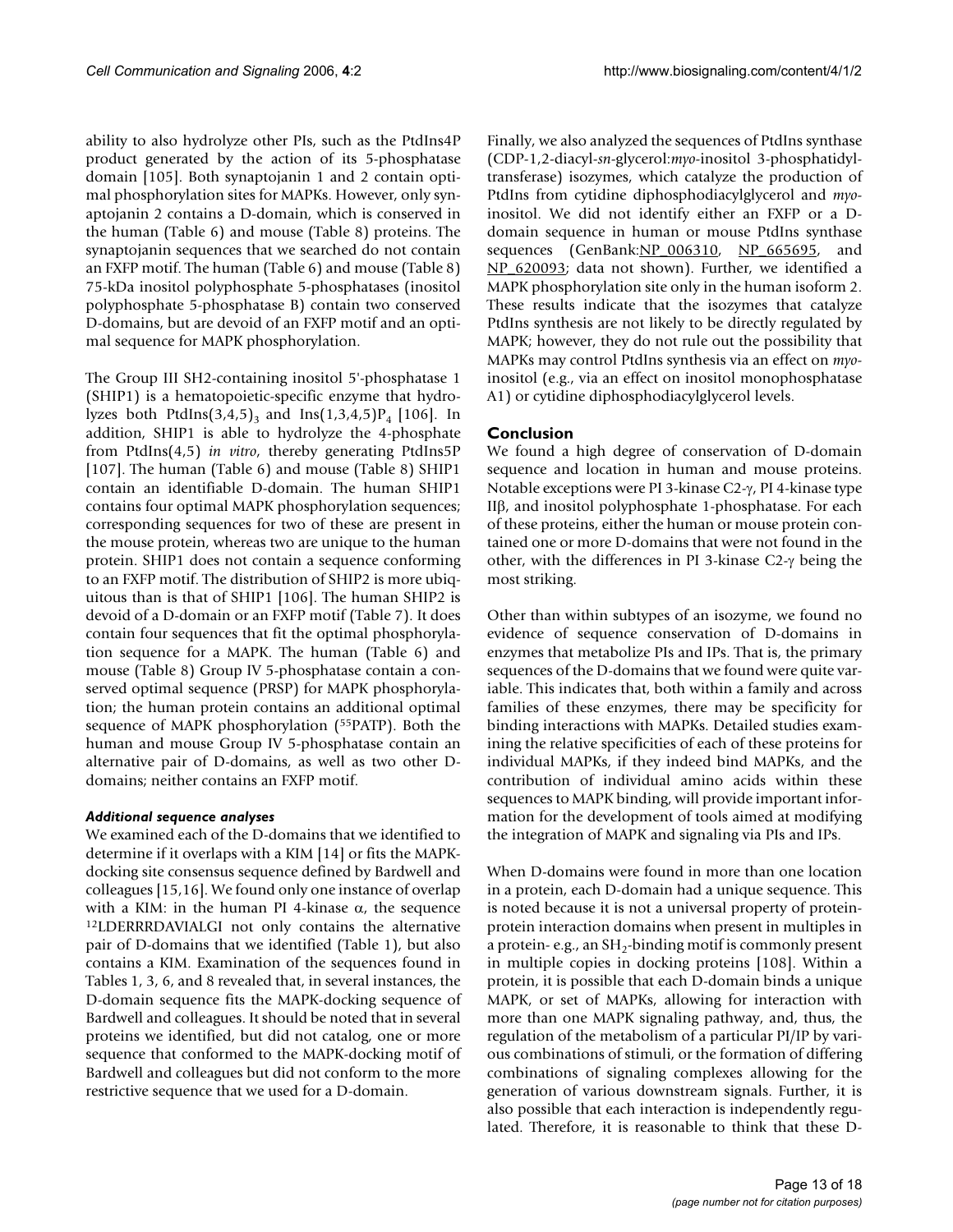ability to also hydrolyze other PIs, such as the PtdIns4P product generated by the action of its 5-phosphatase domain [105]. Both synaptojanin 1 and 2 contain optimal phosphorylation sites for MAPKs. However, only synaptojanin 2 contains a D-domain, which is conserved in the human (Table 6) and mouse (Table 8) proteins. The synaptojanin sequences that we searched do not contain an FXFP motif. The human (Table 6) and mouse (Table 8) 75-kDa inositol polyphosphate 5-phosphatases (inositol polyphosphate 5-phosphatase B) contain two conserved D-domains, but are devoid of an FXFP motif and an optimal sequence for MAPK phosphorylation.

The Group III SH2-containing inositol 5'-phosphatase 1 (SHIP1) is a hematopoietic-specific enzyme that hydrolyzes both PtdIns$(3,4,5)_3$ and Ins$(1,3,4,5)P_4$ [106]. In addition, SHIP1 is able to hydrolyze the 4-phosphate from PtdIns(4,5) *in vitro*, thereby generating PtdIns5P [107]. The human (Table 6) and mouse (Table 8) SHIP1 contain an identifiable D-domain. The human SHIP1 contains four optimal MAPK phosphorylation sequences; corresponding sequences for two of these are present in the mouse protein, whereas two are unique to the human protein. SHIP1 does not contain a sequence conforming to an FXFP motif. The distribution of SHIP2 is more ubiquitous than is that of SHIP1 [106]. The human SHIP2 is devoid of a D-domain or an FXFP motif (Table 7). It does contain four sequences that fit the optimal phosphorylation sequence for a MAPK. The human (Table 6) and mouse (Table 8) Group IV 5-phosphatase contain a conserved optimal sequence (PRSP) for MAPK phosphorylation; the human protein contains an additional optimal sequence of MAPK phosphorylation ([55]PATP). Both the human and mouse Group IV 5-phosphatase contain an alternative pair of D-domains, as well as two other D-domains; neither contains an FXFP motif.

### *Additional sequence analyses*

We examined each of the D-domains that we identified to determine if it overlaps with a KIM [14] or fits the MAPK-docking site consensus sequence defined by Bardwell and colleagues [15,16]. We found only one instance of overlap with a KIM: in the human PI 4-kinase α, the sequence [12]LDERRRDAVIALGI not only contains the alternative pair of D-domains that we identified (Table 1), but also contains a KIM. Examination of the sequences found in Tables 1, 3, 6, and 8 revealed that, in several instances, the D-domain sequence fits the MAPK-docking sequence of Bardwell and colleagues. It should be noted that in several proteins we identified, but did not catalog, one or more sequence that conformed to the MAPK-docking motif of Bardwell and colleagues but did not conform to the more restrictive sequence that we used for a D-domain.

Finally, we also analyzed the sequences of PtdIns synthase (CDP-1,2-diacyl-*sn*-glycerol:*myo*-inositol 3-phosphatidyltransferase) isozymes, which catalyze the production of PtdIns from cytidine diphosphodiacylglycerol and *myo*-inositol. We did not identify either an FXFP or a D-domain sequence in human or mouse PtdIns synthase sequences (GenBank:NP_006310, NP_665695, and NP_620093; data not shown). Further, we identified a MAPK phosphorylation site only in the human isoform 2. These results indicate that the isozymes that catalyze PtdIns synthesis are not likely to be directly regulated by MAPK; however, they do not rule out the possibility that MAPKs may control PtdIns synthesis via an effect on *myo*-inositol (e.g., via an effect on inositol monophosphatase A1) or cytidine diphosphodiacylglycerol levels.

## Conclusion

We found a high degree of conservation of D-domain sequence and location in human and mouse proteins. Notable exceptions were PI 3-kinase C2-γ, PI 4-kinase type IIβ, and inositol polyphosphate 1-phosphatase. For each of these proteins, either the human or mouse protein contained one or more D-domains that were not found in the other, with the differences in PI 3-kinase C2-γ being the most striking.

Other than within subtypes of an isozyme, we found no evidence of sequence conservation of D-domains in enzymes that metabolize PIs and IPs. That is, the primary sequences of the D-domains that we found were quite variable. This indicates that, both within a family and across families of these enzymes, there may be specificity for binding interactions with MAPKs. Detailed studies examining the relative specificities of each of these proteins for individual MAPKs, if they indeed bind MAPKs, and the contribution of individual amino acids within these sequences to MAPK binding, will provide important information for the development of tools aimed at modifying the integration of MAPK and signaling via PIs and IPs.

When D-domains were found in more than one location in a protein, each D-domain had a unique sequence. This is noted because it is not a universal property of protein-protein interaction domains when present in multiples in a protein- e.g., an $SH_2$-binding motif is commonly present in multiple copies in docking proteins [108]. Within a protein, it is possible that each D-domain binds a unique MAPK, or set of MAPKs, allowing for interaction with more than one MAPK signaling pathway, and, thus, the regulation of the metabolism of a particular PI/IP by various combinations of stimuli, or the formation of differing combinations of signaling complexes allowing for the generation of various downstream signals. Further, it is also possible that each interaction is independently regulated. Therefore, it is reasonable to think that these D-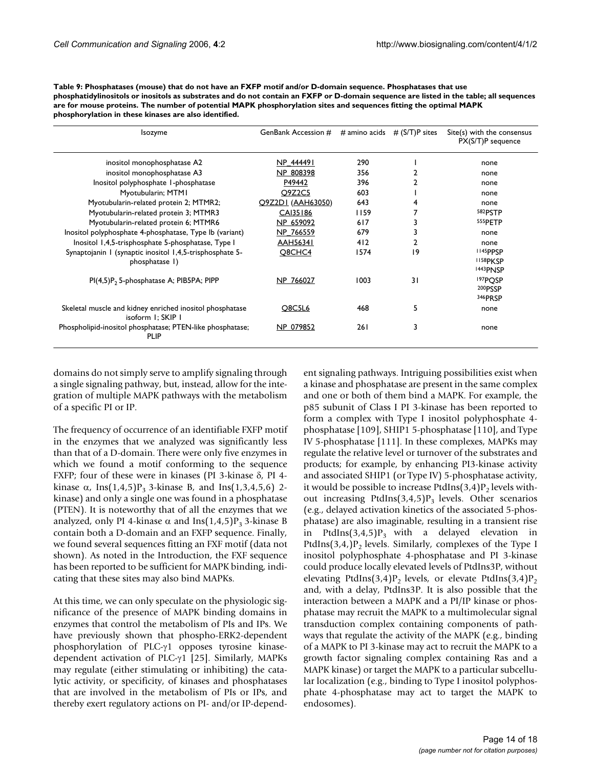**Table 9: Phosphatases (mouse) that do not have an FXFP motif and/or D-domain sequence. Phosphatases that use phosphatidylinositols or inositols as substrates and do not contain an FXFP or D-domain sequence are listed in the table; all sequences are for mouse proteins. The number of potential MAPK phosphorylation sites and sequences fitting the optimal MAPK phosphorylation in these kinases are also identified.**

| Isozyme | GenBank Accession # | # amino acids | # (S/T)P sites | Site(s) with the consensus PX(S/T)P sequence |
|---|---|---|---|---|
| inositol monophosphatase A2 | NP_444491 | 290 | 1 | none |
| inositol monophosphatase A3 | NP_808398 | 356 | 2 | none |
| Inositol polyphosphate 1-phosphatase | P49442 | 396 | 2 | none |
| Myotubularin; MTM1 | Q9Z2C5 | 603 | 1 | none |
| Myotubularin-related protein 2; MTMR2; | Q9Z2D1 (AAH63050) | 643 | 4 | none |
| Myotubularin-related protein 3; MTMR3 | CAI35186 | 1159 | 7 | 582PSTP |
| Myotubularin-related protein 6; MTMR6 | NP_659092 | 617 | 3 | 555PETP |
| Inositol polyphosphate 4-phosphatase, Type Ib (variant) | NP_766559 | 679 | 3 | none |
| Inositol 1,4,5-trisphosphate 5-phosphatase, Type I | AAH56341 | 412 | 2 | none |
| Synaptojanin 1 (synaptic inositol 1,4,5-trisphosphate 5-phosphatase 1) | Q8CHC4 | 1574 | 19 | 1145PPSP<br>1158PKSP<br>1443PNSP |
| $PI(4,5)P_2$ 5-phosphatase A; PIB5PA; PIPP | NP_766027 | 1003 | 31 | 197PQSP<br>200PSSP<br>346PRSP |
| Skeletal muscle and kidney enriched inositol phosphatase isoform 1; SKIP 1 | Q8C5L6 | 468 | 5 | none |
| Phospholipid-inositol phosphatase; PTEN-like phosphatase; PLIP | NP_079852 | 261 | 3 | none |

domains do not simply serve to amplify signaling through a single signaling pathway, but, instead, allow for the integration of multiple MAPK pathways with the metabolism of a specific PI or IP.

The frequency of occurrence of an identifiable FXFP motif in the enzymes that we analyzed was significantly less than that of a D-domain. There were only five enzymes in which we found a motif conforming to the sequence FXFP; four of these were in kinases (PI 3-kinase δ, PI 4-kinase α, $Ins(1,4,5)P_3$ 3-kinase B, and Ins(1,3,4,5,6) 2-kinase) and only a single one was found in a phosphatase (PTEN). It is noteworthy that of all the enzymes that we analyzed, only PI 4-kinase α and $Ins(1,4,5)P_3$ 3-kinase B contain both a D-domain and an FXFP sequence. Finally, we found several sequences fitting an FXF motif (data not shown). As noted in the Introduction, the FXF sequence has been reported to be sufficient for MAPK binding, indicating that these sites may also bind MAPKs.

At this time, we can only speculate on the physiologic significance of the presence of MAPK binding domains in enzymes that control the metabolism of PIs and IPs. We have previously shown that phospho-ERK2-dependent phosphorylation of PLC-γ1 opposes tyrosine kinase-dependent activation of PLC-γ1 [25]. Similarly, MAPKs may regulate (either stimulating or inhibiting) the catalytic activity, or specificity, of kinases and phosphatases that are involved in the metabolism of PIs or IPs, and thereby exert regulatory actions on PI- and/or IP-dependent signaling pathways. Intriguing possibilities exist when a kinase and phosphatase are present in the same complex and one or both of them bind a MAPK. For example, the p85 subunit of Class I PI 3-kinase has been reported to form a complex with Type I inositol polyphosphate 4-phosphatase [109], SHIP1 5-phosphatase [110], and Type IV 5-phosphatase [111]. In these complexes, MAPKs may regulate the relative level or turnover of the substrates and products; for example, by enhancing PI3-kinase activity and associated SHIP1 (or Type IV) 5-phosphatase activity, it would be possible to increase $PtdIns(3,4)P_2$ levels without increasing $PtdIns(3,4,5)P_3$ levels. Other scenarios (e.g., delayed activation kinetics of the associated 5-phosphatase) are also imaginable, resulting in a transient rise in $PtdIns(3,4,5)P_3$ with a delayed elevation in $PtdIns(3,4,)P_2$ levels. Similarly, complexes of the Type I inositol polyphosphate 4-phosphatase and PI 3-kinase could produce locally elevated levels of PtdIns3P, without elevating $PtdIns(3,4)P_2$ levels, or elevate $PtdIns(3,4)P_2$ and, with a delay, PtdIns3P. It is also possible that the interaction between a MAPK and a PI/IP kinase or phosphatase may recruit the MAPK to a multimolecular signal transduction complex containing components of pathways that regulate the activity of the MAPK (e.g., binding of a MAPK to PI 3-kinase may act to recruit the MAPK to a growth factor signaling complex containing Ras and a MAPK kinase) or target the MAPK to a particular subcellular localization (e.g., binding to Type I inositol polyphosphate 4-phosphatase may act to target the MAPK to endosomes).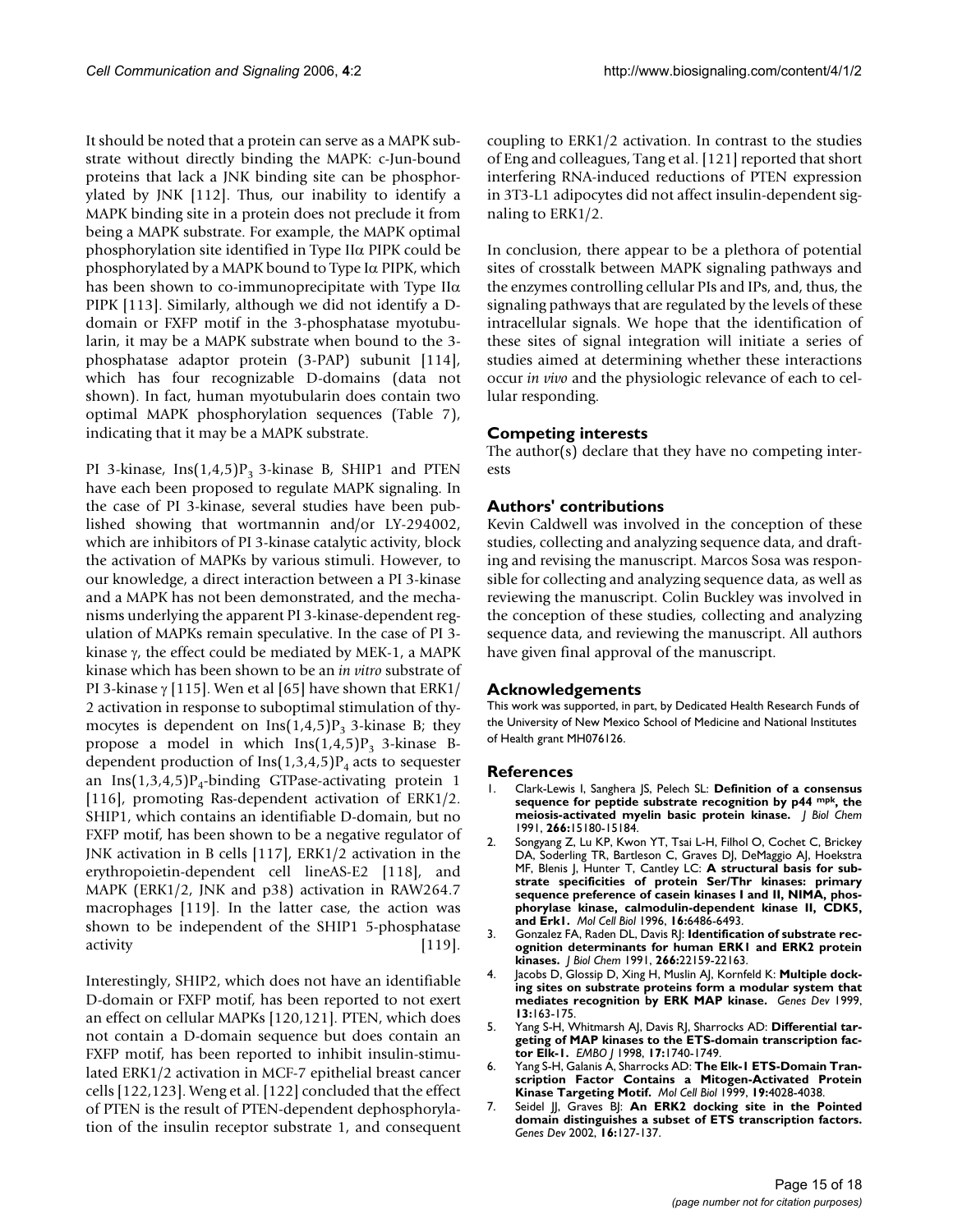It should be noted that a protein can serve as a MAPK substrate without directly binding the MAPK: c-Jun-bound proteins that lack a JNK binding site can be phosphorylated by JNK [112]. Thus, our inability to identify a MAPK binding site in a protein does not preclude it from being a MAPK substrate. For example, the MAPK optimal phosphorylation site identified in Type IIα PIPK could be phosphorylated by a MAPK bound to Type Iα PIPK, which has been shown to co-immunoprecipitate with Type IIα PIPK [113]. Similarly, although we did not identify a D-domain or FXFP motif in the 3-phosphatase myotubularin, it may be a MAPK substrate when bound to the 3-phosphatase adaptor protein (3-PAP) subunit [114], which has four recognizable D-domains (data not shown). In fact, human myotubularin does contain two optimal MAPK phosphorylation sequences (Table 7), indicating that it may be a MAPK substrate.

PI 3-kinase, Ins(1,4,5)$P_3$ 3-kinase B, SHIP1 and PTEN have each been proposed to regulate MAPK signaling. In the case of PI 3-kinase, several studies have been published showing that wortmannin and/or LY-294002, which are inhibitors of PI 3-kinase catalytic activity, block the activation of MAPKs by various stimuli. However, to our knowledge, a direct interaction between a PI 3-kinase and a MAPK has not been demonstrated, and the mechanisms underlying the apparent PI 3-kinase-dependent regulation of MAPKs remain speculative. In the case of PI 3-kinase γ, the effect could be mediated by MEK-1, a MAPK kinase which has been shown to be an *in vitro* substrate of PI 3-kinase γ [115]. Wen et al [65] have shown that ERK1/2 activation in response to suboptimal stimulation of thymocytes is dependent on Ins(1,4,5)$P_3$ 3-kinase B; they propose a model in which Ins(1,4,5)$P_3$ 3-kinase B-dependent production of Ins(1,3,4,5)$P_4$ acts to sequester an Ins(1,3,4,5)$P_4$-binding GTPase-activating protein 1 [116], promoting Ras-dependent activation of ERK1/2. SHIP1, which contains an identifiable D-domain, but no FXFP motif, has been shown to be a negative regulator of JNK activation in B cells [117], ERK1/2 activation in the erythropoietin-dependent cell lineAS-E2 [118], and MAPK (ERK1/2, JNK and p38) activation in RAW264.7 macrophages [119]. In the latter case, the action was shown to be independent of the SHIP1 5-phosphatase activity [119].

Interestingly, SHIP2, which does not have an identifiable D-domain or FXFP motif, has been reported to not exert an effect on cellular MAPKs [120,121]. PTEN, which does not contain a D-domain sequence but does contain an FXFP motif, has been reported to inhibit insulin-stimulated ERK1/2 activation in MCF-7 epithelial breast cancer cells [122,123]. Weng et al. [122] concluded that the effect of PTEN is the result of PTEN-dependent dephosphorylation of the insulin receptor substrate 1, and consequent coupling to ERK1/2 activation. In contrast to the studies of Eng and colleagues, Tang et al. [121] reported that short interfering RNA-induced reductions of PTEN expression in 3T3-L1 adipocytes did not affect insulin-dependent signaling to ERK1/2.

In conclusion, there appear to be a plethora of potential sites of crosstalk between MAPK signaling pathways and the enzymes controlling cellular PIs and IPs, and, thus, the signaling pathways that are regulated by the levels of these intracellular signals. We hope that the identification of these sites of signal integration will initiate a series of studies aimed at determining whether these interactions occur *in vivo* and the physiologic relevance of each to cellular responding.

## Competing interests

The author(s) declare that they have no competing interests

## Authors' contributions

Kevin Caldwell was involved in the conception of these studies, collecting and analyzing sequence data, and drafting and revising the manuscript. Marcos Sosa was responsible for collecting and analyzing sequence data, as well as reviewing the manuscript. Colin Buckley was involved in the conception of these studies, collecting and analyzing sequence data, and reviewing the manuscript. All authors have given final approval of the manuscript.

## Acknowledgements

This work was supported, in part, by Dedicated Health Research Funds of the University of New Mexico School of Medicine and National Institutes of Health grant MH076126.

## References

1. Clark-Lewis I, Sanghera JS, Pelech SL: **Definition of a consensus sequence for peptide substrate recognition by p44 mpk, the meiosis-activated myelin basic protein kinase.** *J Biol Chem* 1991, **266:**15180-15184.
2. Songyang Z, Lu KP, Kwon YT, Tsai L-H, Filhol O, Cochet C, Brickey DA, Soderling TR, Bartleson C, Graves DJ, DeMaggio AJ, Hoekstra MF, Blenis J, Hunter T, Cantley LC: **A structural basis for substrate specificities of protein Ser/Thr kinases: primary sequence preference of casein kinases I and II, NIMA, phosphorylase kinase, calmodulin-dependent kinase II, CDK5, and Erk1.** *Mol Cell Biol* 1996, **16:**6486-6493.
3. Gonzalez FA, Raden DL, Davis RJ: **Identification of substrate recognition determinants for human ERK1 and ERK2 protein kinases.** *J Biol Chem* 1991, **266:**22159-22163.
4. Jacobs D, Glossip D, Xing H, Muslin AJ, Kornfeld K: **Multiple docking sites on substrate proteins form a modular system that mediates recognition by ERK MAP kinase.** *Genes Dev* 1999, **13:**163-175.
5. Yang S-H, Whitmarsh AJ, Davis RJ, Sharrocks AD: **Differential targeting of MAP kinases to the ETS-domain transcription factor Elk-1.** *EMBO J* 1998, **17:**1740-1749.
6. Yang S-H, Galanis A, Sharrocks AD: **The Elk-1 ETS-Domain Transcription Factor Contains a Mitogen-Activated Protein Kinase Targeting Motif.** *Mol Cell Biol* 1999, **19:**4028-4038.
7. Seidel JJ, Graves BJ: **An ERK2 docking site in the Pointed domain distinguishes a subset of ETS transcription factors.** *Genes Dev* 2002, **16:**127-137.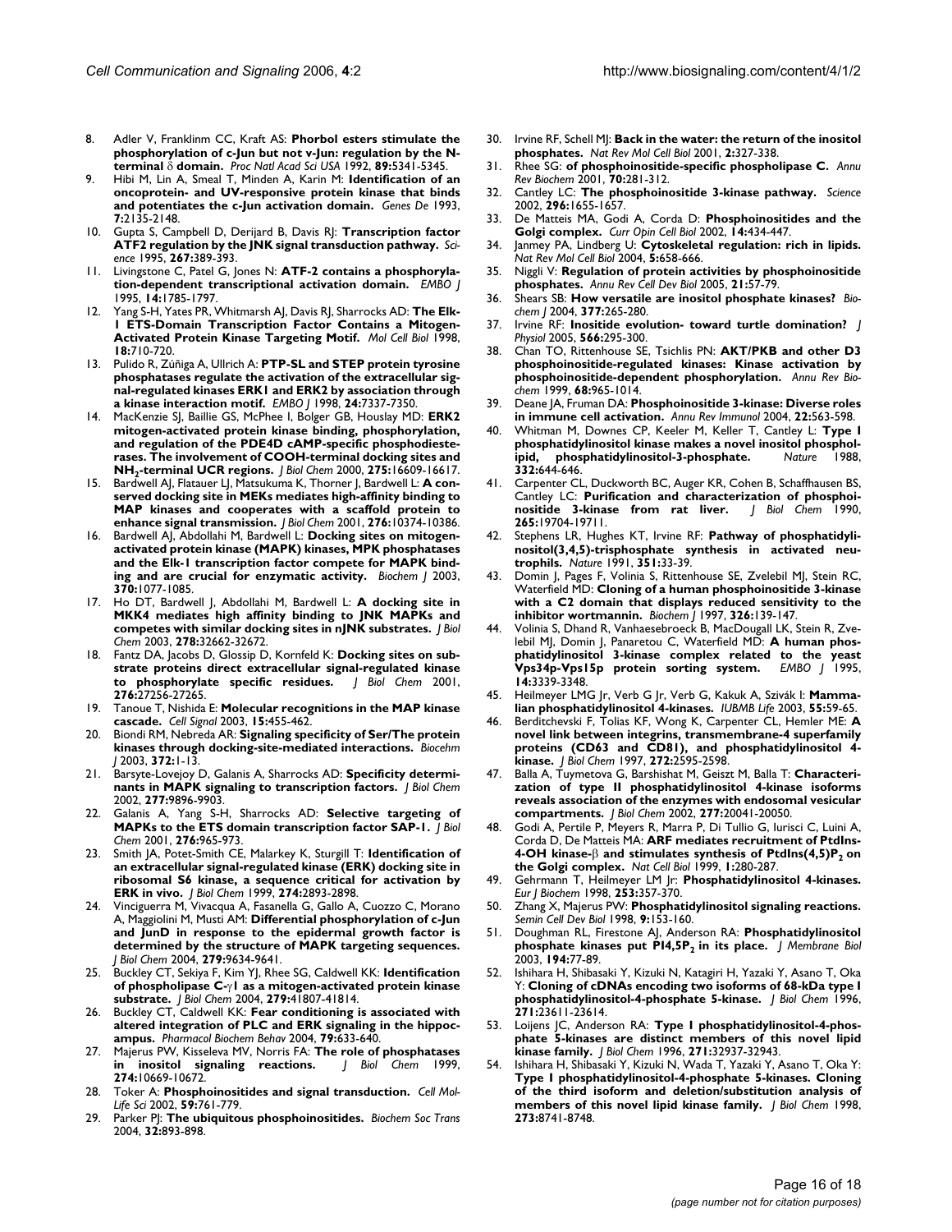8. Adler V, Franklinm CC, Kraft AS: **Phorbol esters stimulate the phosphorylation of c-Jun but not v-Jun: regulation by the N-terminal δ domain.** *Proc Natl Acad Sci USA* 1992, **89:**5341-5345.
9. Hibi M, Lin A, Smeal T, Minden A, Karin M: **Identification of an oncoprotein- and UV-responsive protein kinase that binds and potentiates the c-Jun activation domain.** *Genes De* 1993, **7:**2135-2148.
10. Gupta S, Campbell D, Derijard B, Davis RJ: **Transcription factor ATF2 regulation by the JNK signal transduction pathway.** *Science* 1995, **267:**389-393.
11. Livingstone C, Patel G, Jones N: **ATF-2 contains a phosphorylation-dependent transcriptional activation domain.** *EMBO J* 1995, **14:**1785-1797.
12. Yang S-H, Yates PR, Whitmarsh AJ, Davis RJ, Sharrocks AD: **The Elk-1 ETS-Domain Transcription Factor Contains a Mitogen-Activated Protein Kinase Targeting Motif.** *Mol Cell Biol* 1998, **18:**710-720.
13. Pulido R, Zúñiga A, Ullrich A: **PTP-SL and STEP protein tyrosine phosphatases regulate the activation of the extracellular signal-regulated kinases ERK1 and ERK2 by association through a kinase interaction motif.** *EMBO J* 1998, **24:**7337-7350.
14. MacKenzie SJ, Baillie GS, McPhee I, Bolger GB, Houslay MD: **ERK2 mitogen-activated protein kinase binding, phosphorylation, and regulation of the PDE4D cAMP-specific phosphodiesterases. The involvement of COOH-terminal docking sites and $NH_2$-terminal UCR regions.** *J Biol Chem* 2000, **275:**16609-16617.
15. Bardwell AJ, Flatauer LJ, Matsukuma K, Thorner J, Bardwell L: **A conserved docking site in MEKs mediates high-affinity binding to MAP kinases and cooperates with a scaffold protein to enhance signal transmission.** *J Biol Chem* 2001, **276:**10374-10386.
16. Bardwell AJ, Abdollahi M, Bardwell L: **Docking sites on mitogen-activated protein kinase (MAPK) kinases, MPK phosphatases and the Elk-1 transcription factor compete for MAPK binding and are crucial for enzymatic activity.** *Biochem J* 2003, **370:**1077-1085.
17. Ho DT, Bardwell J, Abdollahi M, Bardwell L: **A docking site in MKK4 mediates high affinity binding to JNK MAPKs and competes with similar docking sites in nJNK substrates.** *J Biol Chem* 2003, **278:**32662-32672.
18. Fantz DA, Jacobs D, Glossip D, Kornfeld K: **Docking sites on substrate proteins direct extracellular signal-regulated kinase to phosphorylate specific residues.** *J Biol Chem* 2001, **276:**27256-27265.
19. Tanoue T, Nishida E: **Molecular recognitions in the MAP kinase cascade.** *Cell Signal* 2003, **15:**455-462.
20. Biondi RM, Nebreda AR: **Signaling specificity of Ser/The protein kinases through docking-site-mediated interactions.** *Biocehm J* 2003, **372:**1-13.
21. Barsyte-Lovejoy D, Galanis A, Sharrocks AD: **Specificity determinants in MAPK signaling to transcription factors.** *J Biol Chem* 2002, **277:**9896-9903.
22. Galanis A, Yang S-H, Sharrocks AD: **Selective targeting of MAPKs to the ETS domain transcription factor SAP-1.** *J Biol Chem* 2001, **276:**965-973.
23. Smith JA, Potet-Smith CE, Malarkey K, Sturgill T: **Identification of an extracellular signal-regulated kinase (ERK) docking site in ribosomal S6 kinase, a sequence critical for activation by ERK in vivo.** *J Biol Chem* 1999, **274:**2893-2898.
24. Vinciguerra M, Vivacqua A, Fasanella G, Gallo A, Cuozzo C, Morano A, Maggiolini M, Musti AM: **Differential phosphorylation of c-Jun and JunD in response to the epidermal growth factor is determined by the structure of MAPK targeting sequences.** *J Biol Chem* 2004, **279:**9634-9641.
25. Buckley CT, Sekiya F, Kim YJ, Rhee SG, Caldwell KK: **Identification of phospholipase C-γ1 as a mitogen-activated protein kinase substrate.** *J Biol Chem* 2004, **279:**41807-41814.
26. Buckley CT, Caldwell KK: **Fear conditioning is associated with altered integration of PLC and ERK signaling in the hippocampus.** *Pharmacol Biochem Behav* 2004, **79:**633-640.
27. Majerus PW, Kisseleva MV, Norris FA: **The role of phosphatases in inositol signaling reactions.** *J Biol Chem* 1999, **274:**10669-10672.
28. Toker A: **Phosphoinositides and signal transduction.** *Cell Mol-Life Sci* 2002, **59:**761-779.
29. Parker PJ: **The ubiquitous phosphoinositides.** *Biochem Soc Trans* 2004, **32:**893-898.
30. Irvine RF, Schell MJ: **Back in the water: the return of the inositol phosphates.** *Nat Rev Mol Cell Biol* 2001, **2:**327-338.
31. Rhee SG: **of phosphoinositide-specific phospholipase C.** *Annu Rev Biochem* 2001, **70:**281-312.
32. Cantley LC: **The phosphoinositide 3-kinase pathway.** *Science* 2002, **296:**1655-1657.
33. De Matteis MA, Godi A, Corda D: **Phosphoinositides and the Golgi complex.** *Curr Opin Cell Biol* 2002, **14:**434-447.
34. Janmey PA, Lindberg U: **Cytoskeletal regulation: rich in lipids.** *Nat Rev Mol Cell Biol* 2004, **5:**658-666.
35. Niggli V: **Regulation of protein activities by phosphoinositide phosphates.** *Annu Rev Cell Dev Biol* 2005, **21:**57-79.
36. Shears SB: **How versatile are inositol phosphate kinases?** *Biochem J* 2004, **377:**265-280.
37. Irvine RF: **Inositide evolution- toward turtle domination?** *J Physiol* 2005, **566:**295-300.
38. Chan TO, Rittenhouse SE, Tsichlis PN: **AKT/PKB and other D3 phosphoinositide-regulated kinases: Kinase activation by phosphoinositide-dependent phosphorylation.** *Annu Rev Biochem* 1999, **68:**965-1014.
39. Deane JA, Fruman DA: **Phosphoinositide 3-kinase: Diverse roles in immune cell activation.** *Annu Rev Immunol* 2004, **22:**563-598.
40. Whitman M, Downes CP, Keeler M, Keller T, Cantley L: **Type I phosphatidylinositol kinase makes a novel inositol phospholipid, phosphatidylinositol-3-phosphate.** *Nature* 1988, **332:**644-646.
41. Carpenter CL, Duckworth BC, Auger KR, Cohen B, Schaffhausen BS, Cantley LC: **Purification and characterization of phosphoinositide 3-kinase from rat liver.** *J Biol Chem* 1990, **265:**19704-19711.
42. Stephens LR, Hughes KT, Irvine RF: **Pathway of phosphatidylinositol(3,4,5)-trisphosphate synthesis in activated neutrophils.** *Nature* 1991, **351:**33-39.
43. Domin J, Pages F, Volinia S, Rittenhouse SE, Zvelebil MJ, Stein RC, Waterfield MD: **Cloning of a human phosphoinositide 3-kinase with a C2 domain that displays reduced sensitivity to the inhibitor wortmannin.** *Biochem J* 1997, **326:**139-147.
44. Volinia S, Dhand R, Vanhaesebroeck B, MacDougall LK, Stein R, Zvelebil MJ, Domin J, Panaretou C, Waterfield MD: **A human phosphatidylinositol 3-kinase complex related to the yeast Vps34p-Vps15p protein sorting system.** *EMBO J* 1995, **14:**3339-3348.
45. Heilmeyer LMG Jr, Verb G Jr, Verb G, Kakuk A, Szivák I: **Mammalian phosphatidylinositol 4-kinases.** *IUBMB Life* 2003, **55:**59-65.
46. Berditchevski F, Tolias KF, Wong K, Carpenter CL, Hemler ME: **A novel link between integrins, transmembrane-4 superfamily proteins (CD63 and CD81), and phosphatidylinositol 4-kinase.** *J Biol Chem* 1997, **272:**2595-2598.
47. Balla A, Tuymetova G, Barshishat M, Geiszt M, Balla T: **Characterization of type II phosphatidylinositol 4-kinase isoforms reveals association of the enzymes with endosomal vesicular compartments.** *J Biol Chem* 2002, **277:**20041-20050.
48. Godi A, Pertile P, Meyers R, Marra P, Di Tullio G, Iurisci C, Luini A, Corda D, De Matteis MA: **ARF mediates recruitment of PtdIns-4-OH kinase-β and stimulates synthesis of PtdIns(4,5)$P_2$ on the Golgi complex.** *Nat Cell Biol* 1999, **1:**280-287.
49. Gehrmann T, Heilmeyer LM Jr: **Phosphatidylinositol 4-kinases.** *Eur J Biochem* 1998, **253:**357-370.
50. Zhang X, Majerus PW: **Phosphatidylinositol signaling reactions.** *Semin Cell Dev Biol* 1998, **9:**153-160.
51. Doughman RL, Firestone AJ, Anderson RA: **Phosphatidylinositol phosphate kinases put $PI4,5P_2$ in its place.** *J Membrane Biol* 2003, **194:**77-89.
52. Ishihara H, Shibasaki Y, Kizuki N, Katagiri H, Yazaki Y, Asano T, Oka Y: **Cloning of cDNAs encoding two isoforms of 68-kDa type I phosphatidylinositol-4-phosphate 5-kinase.** *J Biol Chem* 1996, **271:**23611-23614.
53. Loijens JC, Anderson RA: **Type I phosphatidylinositol-4-phosphate 5-kinases are distinct members of this novel lipid kinase family.** *J Biol Chem* 1996, **271:**32937-32943.
54. Ishihara H, Shibasaki Y, Kizuki N, Wada T, Yazaki Y, Asano T, Oka Y: **Type I phosphatidylinositol-4-phosphate 5-kinases. Cloning of the third isoform and deletion/substitution analysis of members of this novel lipid kinase family.** *J Biol Chem* 1998, **273:**8741-8748.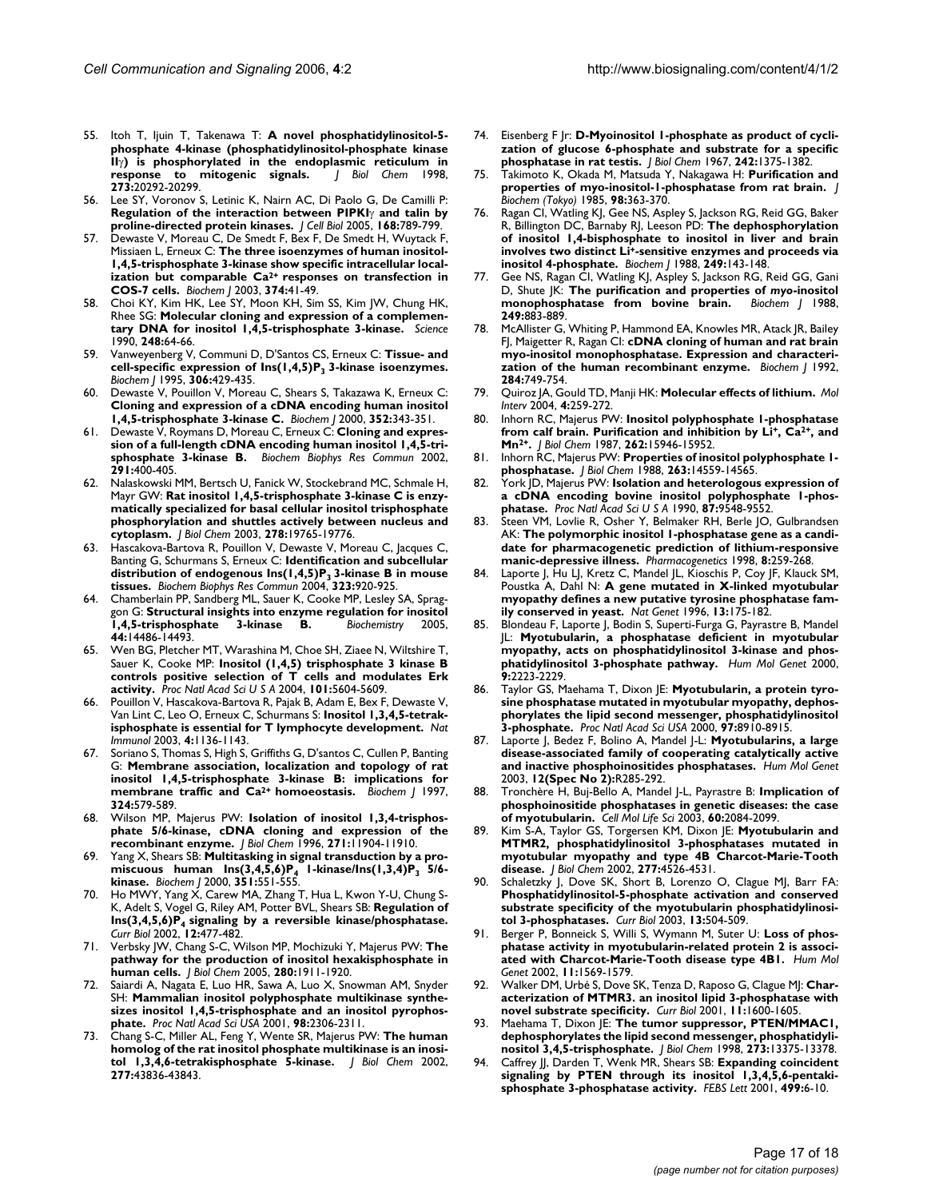55. Itoh T, Ijuin T, Takenawa T: **A novel phosphatidylinositol-5-phosphate 4-kinase (phosphatidylinositol-phosphate kinase IIγ) is phosphorylated in the endoplasmic reticulum in response to mitogenic signals.** *J Biol Chem* 1998, **273:**20292-20299.
56. Lee SY, Voronov S, Letinic K, Nairn AC, Di Paolo G, De Camilli P: **Regulation of the interaction between PIPKIγ and talin by proline-directed protein kinases.** *J Cell Biol* 2005, **168:**789-799.
57. Dewaste V, Moreau C, De Smedt F, Bex F, De Smedt H, Wuytack F, Missiaen L, Erneux C: **The three isoenzymes of human inositol-1,4,5-trisphosphate 3-kinase show specific intracellular localization but comparable $Ca^{2+}$ responses on transfection in COS-7 cells.** *Biochem J* 2003, **374:**41-49.
58. Choi KY, Kim HK, Lee SY, Moon KH, Sim SS, Kim JW, Chung HK, Rhee SG: **Molecular cloning and expression of a complementary DNA for inositol 1,4,5-trisphosphate 3-kinase.** *Science* 1990, **248:**64-66.
59. Vanweyenberg V, Communi D, D'Santos CS, Erneux C: **Tissue- and cell-specific expression of Ins(1,4,5)$P_3$ 3-kinase isoenzymes.** *Biochem J* 1995, **306:**429-435.
60. Dewaste V, Pouillon V, Moreau C, Shears S, Takazawa K, Erneux C: **Cloning and expression of a cDNA encoding human inositol 1,4,5-trisphosphate 3-kinase C.** *Biochem J* 2000, **352:**343-351.
61. Dewaste V, Roymans D, Moreau C, Erneux C: **Cloning and expression of a full-length cDNA encoding human inositol 1,4,5-trisphosphate 3-kinase B.** *Biochem Biophys Res Commun* 2002, **291:**400-405.
62. Nalaskowski MM, Bertsch U, Fanick W, Stockebrand MC, Schmale H, Mayr GW: **Rat inositol 1,4,5-trisphosphate 3-kinase C is enzymatically specialized for basal cellular inositol trisphosphate phosphorylation and shuttles actively between nucleus and cytoplasm.** *J Biol Chem* 2003, **278:**19765-19776.
63. Hascakova-Bartova R, Pouillon V, Dewaste V, Moreau C, Jacques C, Banting G, Schurmans S, Erneux C: **Identification and subcellular distribution of endogenous Ins(1,4,5)$P_3$ 3-kinase B in mouse tissues.** *Biochem Biophys Res Commun* 2004, **323:**920-925.
64. Chamberlain PP, Sandberg ML, Sauer K, Cooke MP, Lesley SA, Spraggon G: **Structural insights into enzyme regulation for inositol 1,4,5-trisphosphate 3-kinase B.** *Biochemistry* 2005, **44:**14486-14493.
65. Wen BG, Pletcher MT, Warashina M, Choe SH, Ziaee N, Wiltshire T, Sauer K, Cooke MP: **Inositol (1,4,5) trisphosphate 3 kinase B controls positive selection of T cells and modulates Erk activity.** *Proc Natl Acad Sci U S A* 2004, **101:**5604-5609.
66. Pouillon V, Hascakova-Bartova R, Pajak B, Adam E, Bex F, Dewaste V, Van Lint C, Leo O, Erneux C, Schurmans S: **Inositol 1,3,4,5-tetrakisphosphate is essential for T lymphocyte development.** *Nat Immunol* 2003, **4:**1136-1143.
67. Soriano S, Thomas S, High S, Griffiths G, D'santos C, Cullen P, Banting G: **Membrane association, localization and topology of rat inositol 1,4,5-trisphosphate 3-kinase B: implications for membrane traffic and $Ca^{2+}$ homoeostasis.** *Biochem J* 1997, **324:**579-589.
68. Wilson MP, Majerus PW: **Isolation of inositol 1,3,4-trisphosphate 5/6-kinase, cDNA cloning and expression of the recombinant enzyme.** *J Biol Chem* 1996, **271:**11904-11910.
69. Yang X, Shears SB: **Multitasking in signal transduction by a promiscuous human Ins(3,4,5,6)$P_4$ 1-kinase/Ins(1,3,4)$P_3$ 5/6-kinase.** *Biochem J* 2000, **351:**551-555.
70. Ho MWY, Yang X, Carew MA, Zhang T, Hua L, Kwon Y-U, Chung S-K, Adelt S, Vogel G, Riley AM, Potter BVL, Shears SB: **Regulation of Ins(3,4,5,6)$P_4$ signaling by a reversible kinase/phosphatase.** *Curr Biol* 2002, **12:**477-482.
71. Verbsky JW, Chang S-C, Wilson MP, Mochizuki Y, Majerus PW: **The pathway for the production of inositol hexakisphosphate in human cells.** *J Biol Chem* 2005, **280:**1911-1920.
72. Saiardi A, Nagata E, Luo HR, Sawa A, Luo X, Snowman AM, Snyder SH: **Mammalian inositol polyphosphate multikinase synthesizes inositol 1,4,5-trisphosphate and an inositol pyrophosphate.** *Proc Natl Acad Sci USA* 2001, **98:**2306-2311.
73. Chang S-C, Miller AL, Feng Y, Wente SR, Majerus PW: **The human homolog of the rat inositol phosphate multikinase is an inositol 1,3,4,6-tetrakisphosphate 5-kinase.** *J Biol Chem* 2002, **277:**43836-43843.
74. Eisenberg F Jr: **D-Myoinositol 1-phosphate as product of cyclization of glucose 6-phosphate and substrate for a specific phosphatase in rat testis.** *J Biol Chem* 1967, **242:**1375-1382.
75. Takimoto K, Okada M, Matsuda Y, Nakagawa H: **Purification and properties of myo-inositol-1-phosphatase from rat brain.** *J Biochem (Tokyo)* 1985, **98:**363-370.
76. Ragan CI, Watling KJ, Gee NS, Aspley S, Jackson RG, Reid GG, Baker R, Billington DC, Barnaby RJ, Leeson PD: **The dephosphorylation of inositol 1,4-bisphosphate to inositol in liver and brain involves two distinct $Li^{+}$-sensitive enzymes and proceeds via inositol 4-phosphate.** *Biochem J* 1988, **249:**143-148.
77. Gee NS, Ragan CI, Watling KJ, Aspley S, Jackson RG, Reid GG, Gani D, Shute JK: **The purification and properties of *myo*-inositol monophosphatase from bovine brain.** *Biochem J* 1988, **249:**883-889.
78. McAllister G, Whiting P, Hammond EA, Knowles MR, Atack JR, Bailey FJ, Maigetter R, Ragan CI: **cDNA cloning of human and rat brain myo-inositol monophosphatase. Expression and characterization of the human recombinant enzyme.** *Biochem J* 1992, **284:**749-754.
79. Quiroz JA, Gould TD, Manji HK: **Molecular effects of lithium.** *Mol Interv* 2004, **4:**259-272.
80. Inhorn RC, Majerus PW: **Inositol polyphosphate 1-phosphatase from calf brain. Purification and inhibition by $Li^{+}$, $Ca^{2+}$, and $Mn^{2+}$.** *J Biol Chem* 1987, **262:**15946-15952.
81. Inhorn RC, Majerus PW: **Properties of inositol polyphosphate 1-phosphatase.** *J Biol Chem* 1988, **263:**14559-14565.
82. York JD, Majerus PW: **Isolation and heterologous expression of a cDNA encoding bovine inositol polyphosphate 1-phosphatase.** *Proc Natl Acad Sci U S A* 1990, **87:**9548-9552.
83. Steen VM, Lovlie R, Osher Y, Belmaker RH, Berle JO, Gulbrandsen AK: **The polymorphic inositol 1-phosphatase gene as a candidate for pharmacogenetic prediction of lithium-responsive manic-depressive illness.** *Pharmacogenetics* 1998, **8:**259-268.
84. Laporte J, Hu LJ, Kretz C, Mandel JL, Kioschis P, Coy JF, Klauck SM, Poustka A, Dahl N: **A gene mutated in X-linked myotubular myopathy defines a new putative tyrosine phosphatase family conserved in yeast.** *Nat Genet* 1996, **13:**175-182.
85. Blondeau F, Laporte J, Bodin S, Superti-Furga G, Payrastre B, Mandel JL: **Myotubularin, a phosphatase deficient in myotubular myopathy, acts on phosphatidylinositol 3-kinase and phosphatidylinositol 3-phosphate pathway.** *Hum Mol Genet* 2000, **9:**2223-2229.
86. Taylor GS, Maehama T, Dixon JE: **Myotubularin, a protein tyrosine phosphatase mutated in myotubular myopathy, dephosphorylates the lipid second messenger, phosphatidylinositol 3-phosphate.** *Proc Natl Acad Sci USA* 2000, **97:**8910-8915.
87. Laporte J, Bedez F, Bolino A, Mandel J-L: **Myotubularins, a large disease-associated family of cooperating catalytically active and inactive phosphoinositides phosphatases.** *Hum Mol Genet* 2003, **12(Spec No 2):**R285-292.
88. Tronchère H, Buj-Bello A, Mandel J-L, Payrastre B: **Implication of phosphoinositide phosphatases in genetic diseases: the case of myotubularin.** *Cell Mol Life Sci* 2003, **60:**2084-2099.
89. Kim S-A, Taylor GS, Torgersen KM, Dixon JE: **Myotubularin and MTMR2, phosphatidylinositol 3-phosphatases mutated in myotubular myopathy and type 4B Charcot-Marie-Tooth disease.** *J Biol Chem* 2002, **277:**4526-4531.
90. Schaletzky J, Dove SK, Short B, Lorenzo O, Clague MJ, Barr FA: **Phosphatidylinositol-5-phosphate activation and conserved substrate specificity of the myotubularin phosphatidylinositol 3-phosphatases.** *Curr Biol* 2003, **13:**504-509.
91. Berger P, Bonneick S, Willi S, Wymann M, Suter U: **Loss of phosphatase activity in myotubularin-related protein 2 is associated with Charcot-Marie-Tooth disease type 4B1.** *Hum Mol Genet* 2002, **11:**1569-1579.
92. Walker DM, Urbé S, Dove SK, Tenza D, Raposo G, Clague MJ: **Characterization of MTMR3. an inositol lipid 3-phosphatase with novel substrate specificity.** *Curr Biol* 2001, **11:**1600-1605.
93. Maehama T, Dixon JE: **The tumor suppressor, PTEN/MMAC1, dephosphorylates the lipid second messenger, phosphatidylinositol 3,4,5-trisphosphate.** *J Biol Chem* 1998, **273:**13375-13378.
94. Caffrey JJ, Darden T, Wenk MR, Shears SB: **Expanding coincident signaling by PTEN through its inositol 1,3,4,5,6-pentakisphosphate 3-phosphatase activity.** *FEBS Lett* 2001, **499:**6-10.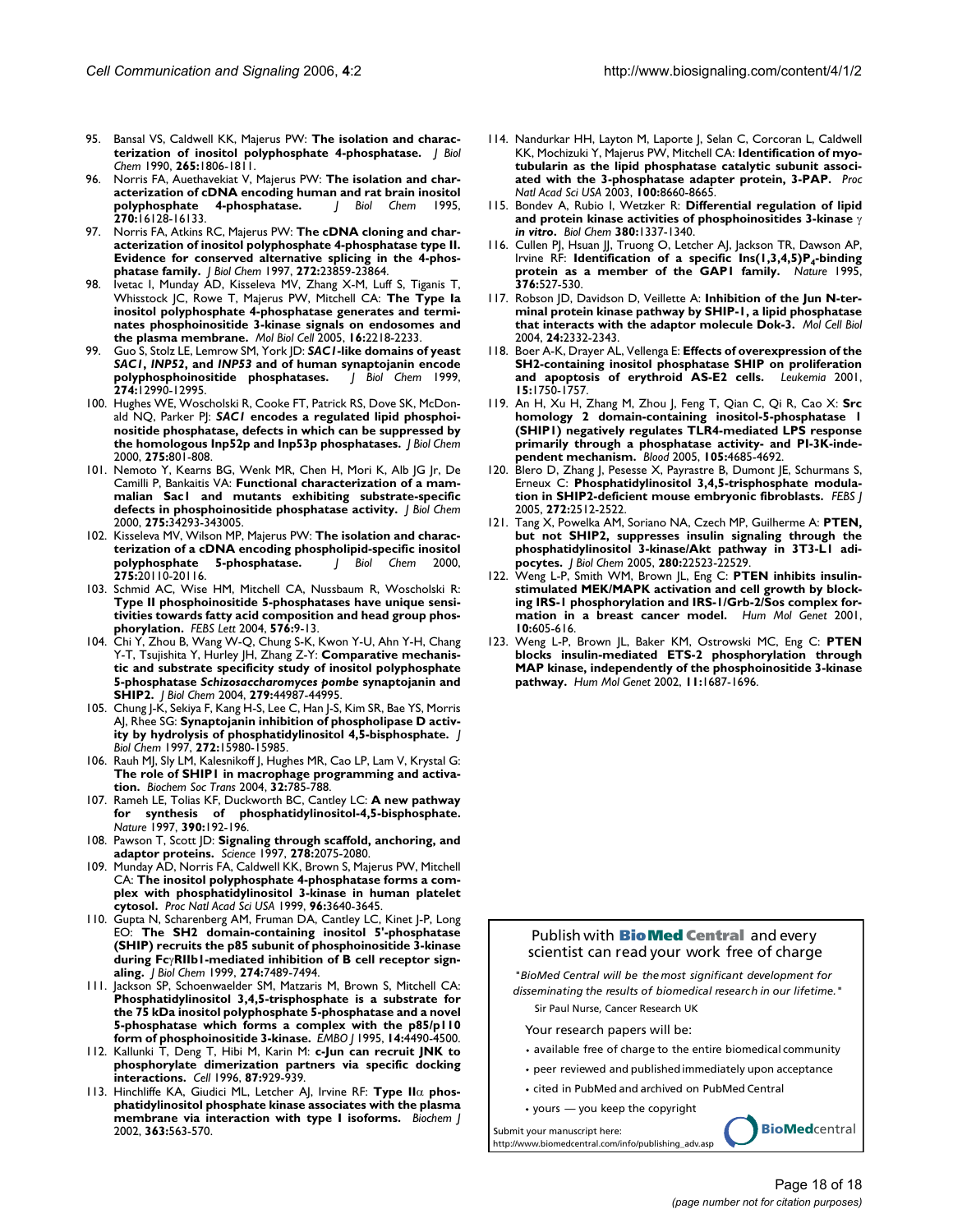95. Bansal VS, Caldwell KK, Majerus PW: **The isolation and characterization of inositol polyphosphate 4-phosphatase.** *J Biol Chem* 1990, **265:**1806-1811.
96. Norris FA, Auethavekiat V, Majerus PW: **The isolation and characterization of cDNA encoding human and rat brain inositol polyphosphate 4-phosphatase.** *J Biol Chem* 1995, **270:**16128-16133.
97. Norris FA, Atkins RC, Majerus PW: **The cDNA cloning and characterization of inositol polyphosphate 4-phosphatase type II. Evidence for conserved alternative splicing in the 4-phosphatase family.** *J Biol Chem* 1997, **272:**23859-23864.
98. Ivetac I, Munday AD, Kisseleva MV, Zhang X-M, Luff S, Tiganis T, Whisstock JC, Rowe T, Majerus PW, Mitchell CA: **The Type Iα inositol polyphosphate 4-phosphatase generates and terminates phosphoinositide 3-kinase signals on endosomes and the plasma membrane.** *Mol Biol Cell* 2005, **16:**2218-2233.
99. Guo S, Stolz LE, Lemrow SM, York JD: ***SAC1*-like domains of yeast *SAC1*, *INP52*, and *INP53* and of human synaptojanin encode polyphosphoinositide phosphatases.** *J Biol Chem* 1999, **274:**12990-12995.
100. Hughes WE, Woscholski R, Cooke FT, Patrick RS, Dove SK, McDonald NQ, Parker PJ: ***SAC1* encodes a regulated lipid phosphoinositide phosphatase, defects in which can be suppressed by the homologous Inp52p and Inp53p phosphatases.** *J Biol Chem* 2000, **275:**801-808.
101. Nemoto Y, Kearns BG, Wenk MR, Chen H, Mori K, Alb JG Jr, De Camilli P, Bankaitis VA: **Functional characterization of a mammalian Sac1 and mutants exhibiting substrate-specific defects in phosphoinositide phosphatase activity.** *J Biol Chem* 2000, **275:**34293-343005.
102. Kisseleva MV, Wilson MP, Majerus PW: **The isolation and characterization of a cDNA encoding phospholipid-specific inositol polyphosphate 5-phosphatase.** *J Biol Chem* 2000, **275:**20110-20116.
103. Schmid AC, Wise HM, Mitchell CA, Nussbaum R, Woscholski R: **Type II phosphoinositide 5-phosphatases have unique sensitivities towards fatty acid composition and head group phosphorylation.** *FEBS Lett* 2004, **576:**9-13.
104. Chi Y, Zhou B, Wang W-Q, Chung S-K, Kwon Y-U, Ahn Y-H, Chang Y-T, Tsujishita Y, Hurley JH, Zhang Z-Y: **Comparative mechanistic and substrate specificity study of inositol polyphosphate 5-phosphatase *Schizosaccharomyces pombe* synaptojanin and SHIP2.** *J Biol Chem* 2004, **279:**44987-44995.
105. Chung J-K, Sekiya F, Kang H-S, Lee C, Han J-S, Kim SR, Bae YS, Morris AJ, Rhee SG: **Synaptojanin inhibition of phospholipase D activity by hydrolysis of phosphatidylinositol 4,5-bisphosphate.** *J Biol Chem* 1997, **272:**15980-15985.
106. Rauh MJ, Sly LM, Kalesnikoff J, Hughes MR, Cao LP, Lam V, Krystal G: **The role of SHIP1 in macrophage programming and activation.** *Biochem Soc Trans* 2004, **32:**785-788.
107. Rameh LE, Tolias KF, Duckworth BC, Cantley LC: **A new pathway for synthesis of phosphatidylinositol-4,5-bisphosphate.** *Nature* 1997, **390:**192-196.
108. Pawson T, Scott JD: **Signaling through scaffold, anchoring, and adaptor proteins.** *Science* 1997, **278:**2075-2080.
109. Munday AD, Norris FA, Caldwell KK, Brown S, Majerus PW, Mitchell CA: **The inositol polyphosphate 4-phosphatase forms a complex with phosphatidylinositol 3-kinase in human platelet cytosol.** *Proc Natl Acad Sci USA* 1999, **96:**3640-3645.
110. Gupta N, Scharenberg AM, Fruman DA, Cantley LC, Kinet J-P, Long EO: **The SH2 domain-containing inositol 5'-phosphatase (SHIP) recruits the p85 subunit of phosphoinositide 3-kinase during FcγRIIb1-mediated inhibition of B cell receptor signaling.** *J Biol Chem* 1999, **274:**7489-7494.
111. Jackson SP, Schoenwaelder SM, Matzaris M, Brown S, Mitchell CA: **Phosphatidylinositol 3,4,5-trisphosphate is a substrate for the 75 kDa inositol polyphosphate 5-phosphatase and a novel 5-phosphatase which forms a complex with the p85/p110 form of phosphoinositide 3-kinase.** *EMBO J* 1995, **14:**4490-4500.
112. Kallunki T, Deng T, Hibi M, Karin M: **c-Jun can recruit JNK to phosphorylate dimerization partners via specific docking interactions.** *Cell* 1996, **87:**929-939.
113. Hinchliffe KA, Giudici ML, Letcher AJ, Irvine RF: **Type IIα phosphatidylinositol phosphate kinase associates with the plasma membrane via interaction with type I isoforms.** *Biochem J* 2002, **363:**563-570.
114. Nandurkar HH, Layton M, Laporte J, Selan C, Corcoran L, Caldwell KK, Mochizuki Y, Majerus PW, Mitchell CA: **Identification of myotubularin as the lipid phosphatase catalytic subunit associated with the 3-phosphatase adapter protein, 3-PAP.** *Proc Natl Acad Sci USA* 2003, **100:**8660-8665.
115. Bondev A, Rubio I, Wetzker R: **Differential regulation of lipid and protein kinase activities of phosphoinositides 3-kinase γ *in vitro*.** *Biol Chem* **380:**1337-1340.
116. Cullen PJ, Hsuan JJ, Truong O, Letcher AJ, Jackson TR, Dawson AP, Irvine RF: **Identification of a specific Ins(1,3,4,5)$P_4$-binding protein as a member of the GAP1 family.** *Nature* 1995, **376:**527-530.
117. Robson JD, Davidson D, Veillette A: **Inhibition of the Jun N-terminal protein kinase pathway by SHIP-1, a lipid phosphatase that interacts with the adaptor molecule Dok-3.** *Mol Cell Biol* 2004, **24:**2332-2343.
118. Boer A-K, Drayer AL, Vellenga E: **Effects of overexpression of the SH2-containing inositol phosphatase SHIP on proliferation and apoptosis of erythroid AS-E2 cells.** *Leukemia* 2001, **15:**1750-1757.
119. An H, Xu H, Zhang M, Zhou J, Feng T, Qian C, Qi R, Cao X: **Src homology 2 domain-containing inositol-5-phosphatase 1 (SHIP1) negatively regulates TLR4-mediated LPS response primarily through a phosphatase activity- and PI-3K-independent mechanism.** *Blood* 2005, **105:**4685-4692.
120. Blero D, Zhang J, Pesesse X, Payrastre B, Dumont JE, Schurmans S, Erneux C: **Phosphatidylinositol 3,4,5-trisphosphate modulation in SHIP2-deficient mouse embryonic fibroblasts.** *FEBS J* 2005, **272:**2512-2522.
121. Tang X, Powelka AM, Soriano NA, Czech MP, Guilherme A: **PTEN, but not SHIP2, suppresses insulin signaling through the phosphatidylinositol 3-kinase/Akt pathway in 3T3-L1 adipocytes.** *J Biol Chem* 2005, **280:**22523-22529.
122. Weng L-P, Smith WM, Brown JL, Eng C: **PTEN inhibits insulin-stimulated MEK/MAPK activation and cell growth by blocking IRS-1 phosphorylation and IRS-1/Grb-2/Sos complex formation in a breast cancer model.** *Hum Mol Genet* 2001, **10:**605-616.
123. Weng L-P, Brown JL, Baker KM, Ostrowski MC, Eng C: **PTEN blocks insulin-mediated ETS-2 phosphorylation through MAP kinase, independently of the phosphoinositide 3-kinase pathway.** *Hum Mol Genet* 2002, **11:**1687-1696.

Publish with **BioMed Central** and every scientist can read your work free of charge

*"BioMed Central will be the most significant development for disseminating the results of biomedical research in our lifetime."*
Sir Paul Nurse, Cancer Research UK

Your research papers will be:

- available free of charge to the entire biomedical community
- peer reviewed and published immediately upon acceptance
- cited in PubMed and archived on PubMed Central
- yours — you keep the copyright

Submit your manuscript here:
http://www.biomedcentral.com/info/publishing_adv.asp

BioMedcentral